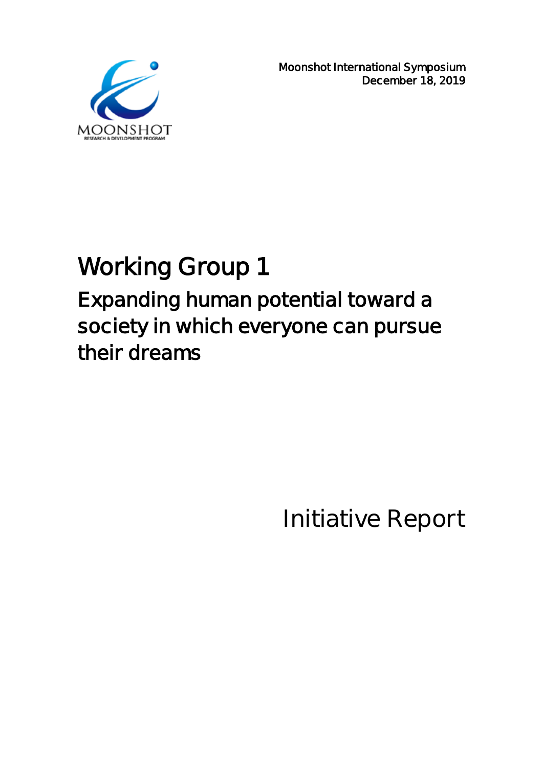MOONSHOT
RESEARCH & DEVELOPMENT PROGRAM

Moonshot International Symposium
December 18, 2019

# Working Group 1

## Expanding human potential toward a society in which everyone can pursue their dreams

Initiative Report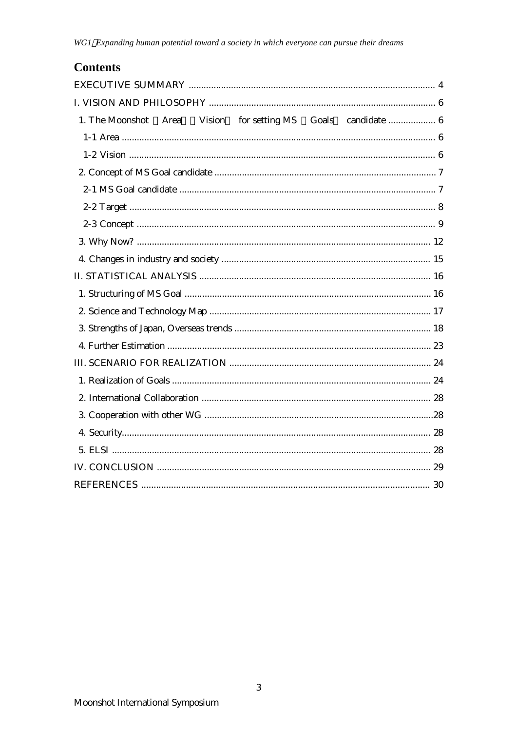## Contents

EXECUTIVE SUMMARY .................................................................................................. 4

I. VISION AND PHILOSOPHY .......................................................................................... 6

1. The Moonshot （Area）（Vision） for setting MS （Goals） candidate ................... 6

1-1 Area ............................................................................................................................. 6

1-2 Vision .......................................................................................................................... 6

2. Concept of MS Goal candidate ........................................................................................ 7

2-1 MS Goal candidate ...................................................................................................... 7

2-2 Target .......................................................................................................................... 8

2-3 Concept ....................................................................................................................... 9

3. Why Now? ..................................................................................................................... 12

4. Changes in industry and society ................................................................................... 15

II. STATISTICAL ANALYSIS ............................................................................................ 16

1. Structuring of MS Goal .................................................................................................. 16

2. Science and Technology Map ........................................................................................ 17

3. Strengths of Japan, Overseas trends .............................................................................. 18

4. Further Estimation ......................................................................................................... 23

III. SCENARIO FOR REALIZATION ................................................................................ 24

1. Realization of Goals ....................................................................................................... 24

2. International Collaboration ........................................................................................... 28

3. Cooperation with other WG ..........................................................................................28

4. Security........................................................................................................................... 28

5. ELSI .............................................................................................................................. 28

IV. CONCLUSION ............................................................................................................. 29

REFERENCES .................................................................................................................. 30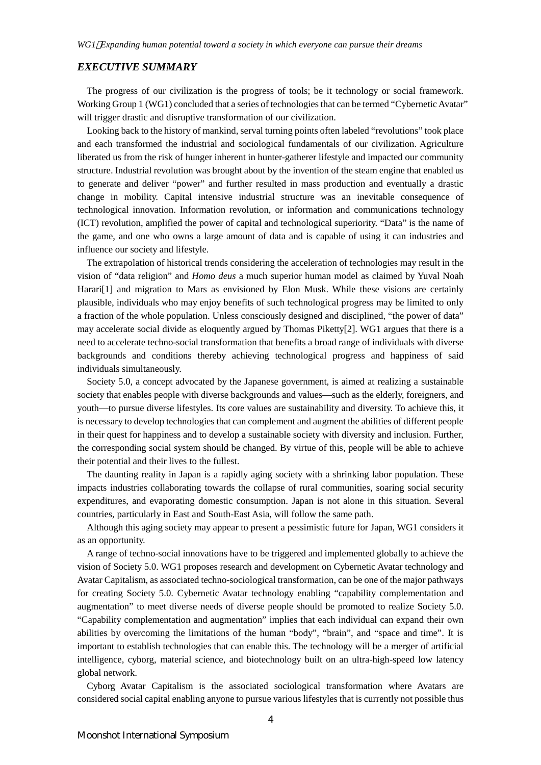## *EXECUTIVE SUMMARY*

The progress of our civilization is the progress of tools; be it technology or social framework. Working Group 1 (WG1) concluded that a series of technologies that can be termed "Cybernetic Avatar" will trigger drastic and disruptive transformation of our civilization.

Looking back to the history of mankind, serval turning points often labeled "revolutions" took place and each transformed the industrial and sociological fundamentals of our civilization. Agriculture liberated us from the risk of hunger inherent in hunter-gatherer lifestyle and impacted our community structure. Industrial revolution was brought about by the invention of the steam engine that enabled us to generate and deliver "power" and further resulted in mass production and eventually a drastic change in mobility. Capital intensive industrial structure was an inevitable consequence of technological innovation. Information revolution, or information and communications technology (ICT) revolution, amplified the power of capital and technological superiority. "Data" is the name of the game, and one who owns a large amount of data and is capable of using it can industries and influence our society and lifestyle.

The extrapolation of historical trends considering the acceleration of technologies may result in the vision of "data religion" and *Homo deus* a much superior human model as claimed by Yuval Noah Harari[1] and migration to Mars as envisioned by Elon Musk. While these visions are certainly plausible, individuals who may enjoy benefits of such technological progress may be limited to only a fraction of the whole population. Unless consciously designed and disciplined, "the power of data" may accelerate social divide as eloquently argued by Thomas Piketty[2]. WG1 argues that there is a need to accelerate techno-social transformation that benefits a broad range of individuals with diverse backgrounds and conditions thereby achieving technological progress and happiness of said individuals simultaneously.

Society 5.0, a concept advocated by the Japanese government, is aimed at realizing a sustainable society that enables people with diverse backgrounds and values—such as the elderly, foreigners, and youth—to pursue diverse lifestyles. Its core values are sustainability and diversity. To achieve this, it is necessary to develop technologies that can complement and augment the abilities of different people in their quest for happiness and to develop a sustainable society with diversity and inclusion. Further, the corresponding social system should be changed. By virtue of this, people will be able to achieve their potential and their lives to the fullest.

The daunting reality in Japan is a rapidly aging society with a shrinking labor population. These impacts industries collaborating towards the collapse of rural communities, soaring social security expenditures, and evaporating domestic consumption. Japan is not alone in this situation. Several countries, particularly in East and South-East Asia, will follow the same path.

Although this aging society may appear to present a pessimistic future for Japan, WG1 considers it as an opportunity.

A range of techno-social innovations have to be triggered and implemented globally to achieve the vision of Society 5.0. WG1 proposes research and development on Cybernetic Avatar technology and Avatar Capitalism, as associated techno-sociological transformation, can be one of the major pathways for creating Society 5.0. Cybernetic Avatar technology enabling "capability complementation and augmentation" to meet diverse needs of diverse people should be promoted to realize Society 5.0. "Capability complementation and augmentation" implies that each individual can expand their own abilities by overcoming the limitations of the human "body", "brain", and "space and time". It is important to establish technologies that can enable this. The technology will be a merger of artificial intelligence, cyborg, material science, and biotechnology built on an ultra-high-speed low latency global network.

Cyborg Avatar Capitalism is the associated sociological transformation where Avatars are considered social capital enabling anyone to pursue various lifestyles that is currently not possible thus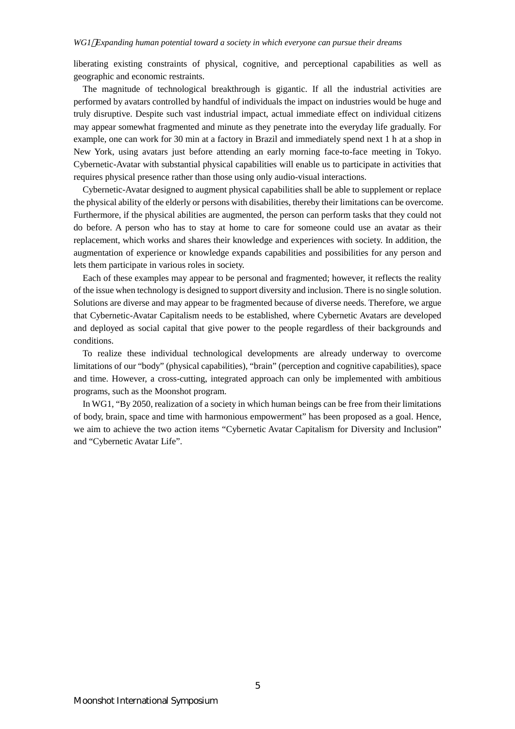liberating existing constraints of physical, cognitive, and perceptional capabilities as well as geographic and economic restraints.

The magnitude of technological breakthrough is gigantic. If all the industrial activities are performed by avatars controlled by handful of individuals the impact on industries would be huge and truly disruptive. Despite such vast industrial impact, actual immediate effect on individual citizens may appear somewhat fragmented and minute as they penetrate into the everyday life gradually. For example, one can work for 30 min at a factory in Brazil and immediately spend next 1 h at a shop in New York, using avatars just before attending an early morning face-to-face meeting in Tokyo. Cybernetic-Avatar with substantial physical capabilities will enable us to participate in activities that requires physical presence rather than those using only audio-visual interactions.

Cybernetic-Avatar designed to augment physical capabilities shall be able to supplement or replace the physical ability of the elderly or persons with disabilities, thereby their limitations can be overcome. Furthermore, if the physical abilities are augmented, the person can perform tasks that they could not do before. A person who has to stay at home to care for someone could use an avatar as their replacement, which works and shares their knowledge and experiences with society. In addition, the augmentation of experience or knowledge expands capabilities and possibilities for any person and lets them participate in various roles in society.

Each of these examples may appear to be personal and fragmented; however, it reflects the reality of the issue when technology is designed to support diversity and inclusion. There is no single solution. Solutions are diverse and may appear to be fragmented because of diverse needs. Therefore, we argue that Cybernetic-Avatar Capitalism needs to be established, where Cybernetic Avatars are developed and deployed as social capital that give power to the people regardless of their backgrounds and conditions.

To realize these individual technological developments are already underway to overcome limitations of our "body" (physical capabilities), "brain" (perception and cognitive capabilities), space and time. However, a cross-cutting, integrated approach can only be implemented with ambitious programs, such as the Moonshot program.

In WG1, "By 2050, realization of a society in which human beings can be free from their limitations of body, brain, space and time with harmonious empowerment" has been proposed as a goal. Hence, we aim to achieve the two action items "Cybernetic Avatar Capitalism for Diversity and Inclusion" and "Cybernetic Avatar Life".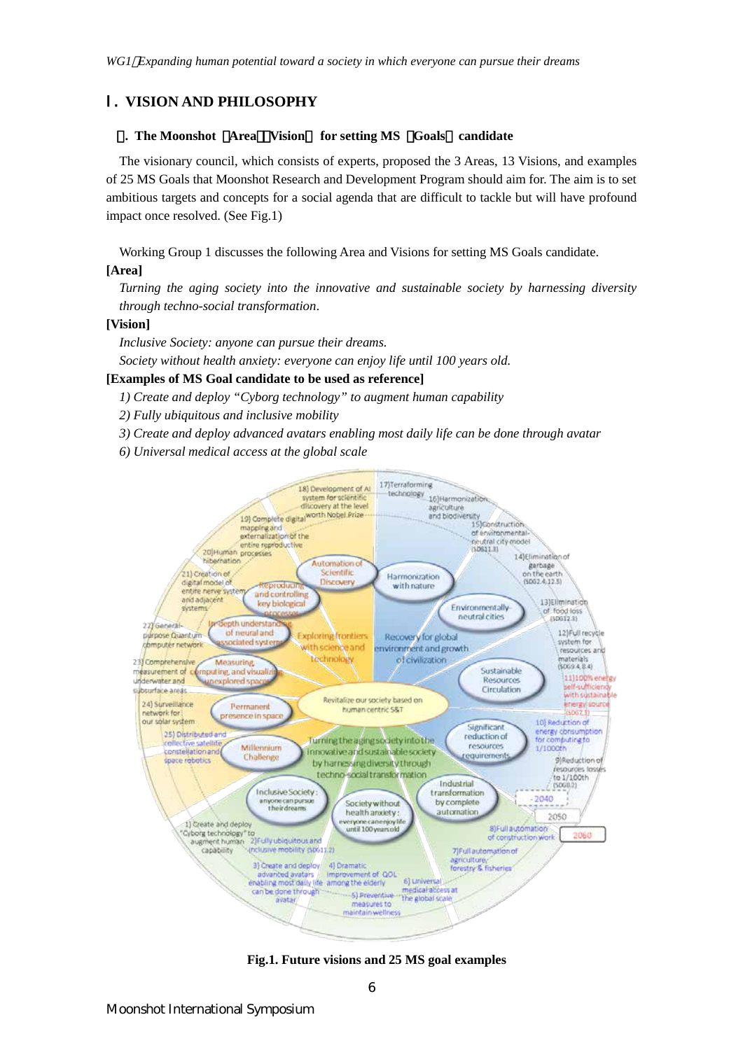## Ⅰ. VISION AND PHILOSOPHY

### . The Moonshot Area Vision for setting MS Goals candidate

The visionary council, which consists of experts, proposed the 3 Areas, 13 Visions, and examples of 25 MS Goals that Moonshot Research and Development Program should aim for. The aim is to set ambitious targets and concepts for a social agenda that are difficult to tackle but will have profound impact once resolved. (See Fig.1)

Working Group 1 discusses the following Area and Visions for setting MS Goals candidate.

**[Area]**

*Turning the aging society into the innovative and sustainable society by harnessing diversity through techno-social transformation.*

**[Vision]**

*Inclusive Society: anyone can pursue their dreams.*

*Society without health anxiety: everyone can enjoy life until 100 years old.*

**[Examples of MS Goal candidate to be used as reference]**

*1) Create and deploy "Cyborg technology" to augment human capability*

*2) Fully ubiquitous and inclusive mobility*

*3) Create and deploy advanced avatars enabling most daily life can be done through avatar*

*6) Universal medical access at the global scale*

**Fig.1. Future visions and 25 MS goal examples**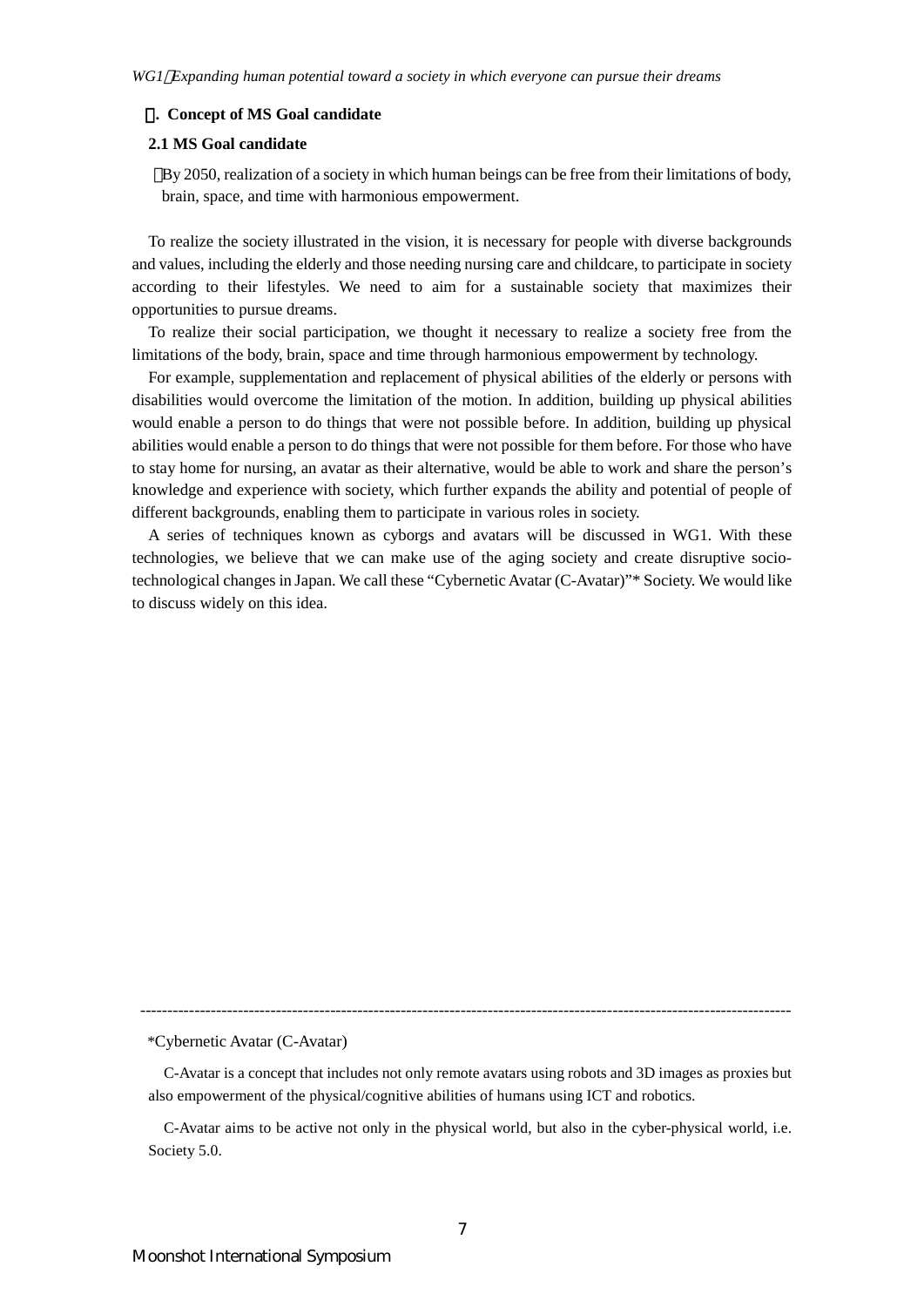## Ⅱ. Concept of MS Goal candidate

### 2.1 MS Goal candidate

・By 2050, realization of a society in which human beings can be free from their limitations of body, brain, space, and time with harmonious empowerment.

To realize the society illustrated in the vision, it is necessary for people with diverse backgrounds and values, including the elderly and those needing nursing care and childcare, to participate in society according to their lifestyles. We need to aim for a sustainable society that maximizes their opportunities to pursue dreams.

To realize their social participation, we thought it necessary to realize a society free from the limitations of the body, brain, space and time through harmonious empowerment by technology.

For example, supplementation and replacement of physical abilities of the elderly or persons with disabilities would overcome the limitation of the motion. In addition, building up physical abilities would enable a person to do things that were not possible before. In addition, building up physical abilities would enable a person to do things that were not possible for them before. For those who have to stay home for nursing, an avatar as their alternative, would be able to work and share the person's knowledge and experience with society, which further expands the ability and potential of people of different backgrounds, enabling them to participate in various roles in society.

A series of techniques known as cyborgs and avatars will be discussed in WG1. With these technologies, we believe that we can make use of the aging society and create disruptive socio-technological changes in Japan. We call these "Cybernetic Avatar (C-Avatar)"* Society. We would like to discuss widely on this idea.

---

*Cybernetic Avatar (C-Avatar)

C-Avatar is a concept that includes not only remote avatars using robots and 3D images as proxies but also empowerment of the physical/cognitive abilities of humans using ICT and robotics.

C-Avatar aims to be active not only in the physical world, but also in the cyber-physical world, i.e. Society 5.0.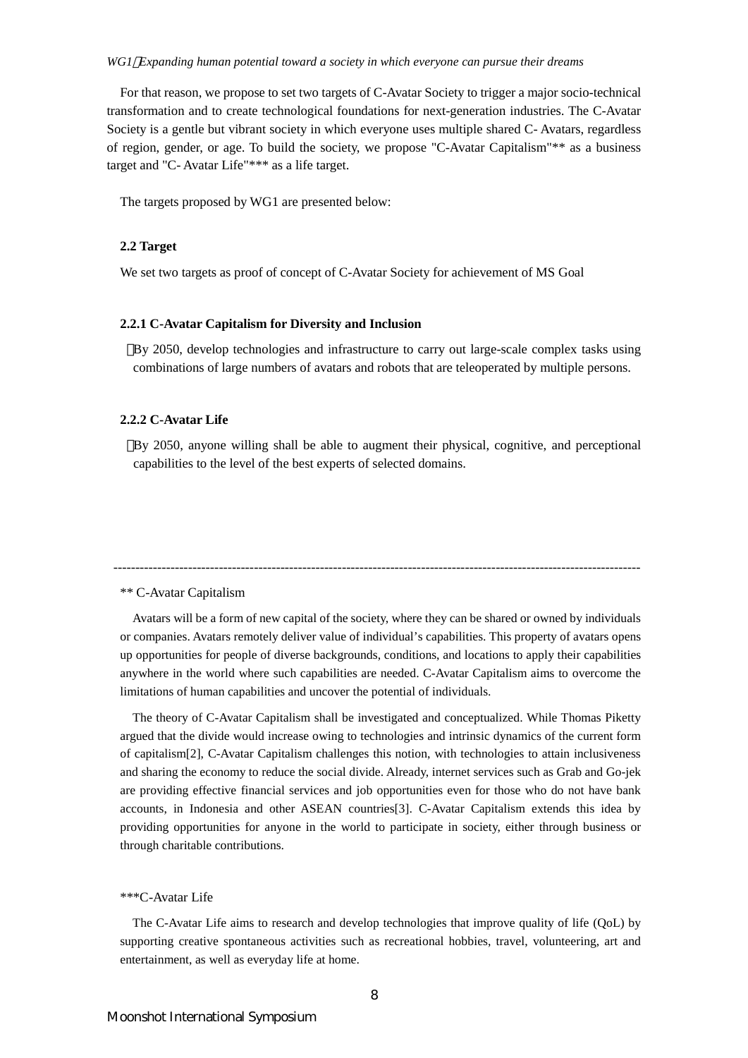For that reason, we propose to set two targets of C-Avatar Society to trigger a major socio-technical transformation and to create technological foundations for next-generation industries. The C-Avatar Society is a gentle but vibrant society in which everyone uses multiple shared C- Avatars, regardless of region, gender, or age. To build the society, we propose "C-Avatar Capitalism"** as a business target and "C- Avatar Life"*** as a life target.

The targets proposed by WG1 are presented below:

### 2.2 Target

We set two targets as proof of concept of C-Avatar Society for achievement of MS Goal

#### 2.2.1 C-Avatar Capitalism for Diversity and Inclusion

- By 2050, develop technologies and infrastructure to carry out large-scale complex tasks using combinations of large numbers of avatars and robots that are teleoperated by multiple persons.

#### 2.2.2 C-Avatar Life

- By 2050, anyone willing shall be able to augment their physical, cognitive, and perceptional capabilities to the level of the best experts of selected domains.

---

** C-Avatar Capitalism

Avatars will be a form of new capital of the society, where they can be shared or owned by individuals or companies. Avatars remotely deliver value of individual’s capabilities. This property of avatars opens up opportunities for people of diverse backgrounds, conditions, and locations to apply their capabilities anywhere in the world where such capabilities are needed. C-Avatar Capitalism aims to overcome the limitations of human capabilities and uncover the potential of individuals.

The theory of C-Avatar Capitalism shall be investigated and conceptualized. While Thomas Piketty argued that the divide would increase owing to technologies and intrinsic dynamics of the current form of capitalism[2], C-Avatar Capitalism challenges this notion, with technologies to attain inclusiveness and sharing the economy to reduce the social divide. Already, internet services such as Grab and Go-jek are providing effective financial services and job opportunities even for those who do not have bank accounts, in Indonesia and other ASEAN countries[3]. C-Avatar Capitalism extends this idea by providing opportunities for anyone in the world to participate in society, either through business or through charitable contributions.

***C-Avatar Life

The C-Avatar Life aims to research and develop technologies that improve quality of life (QoL) by supporting creative spontaneous activities such as recreational hobbies, travel, volunteering, art and entertainment, as well as everyday life at home.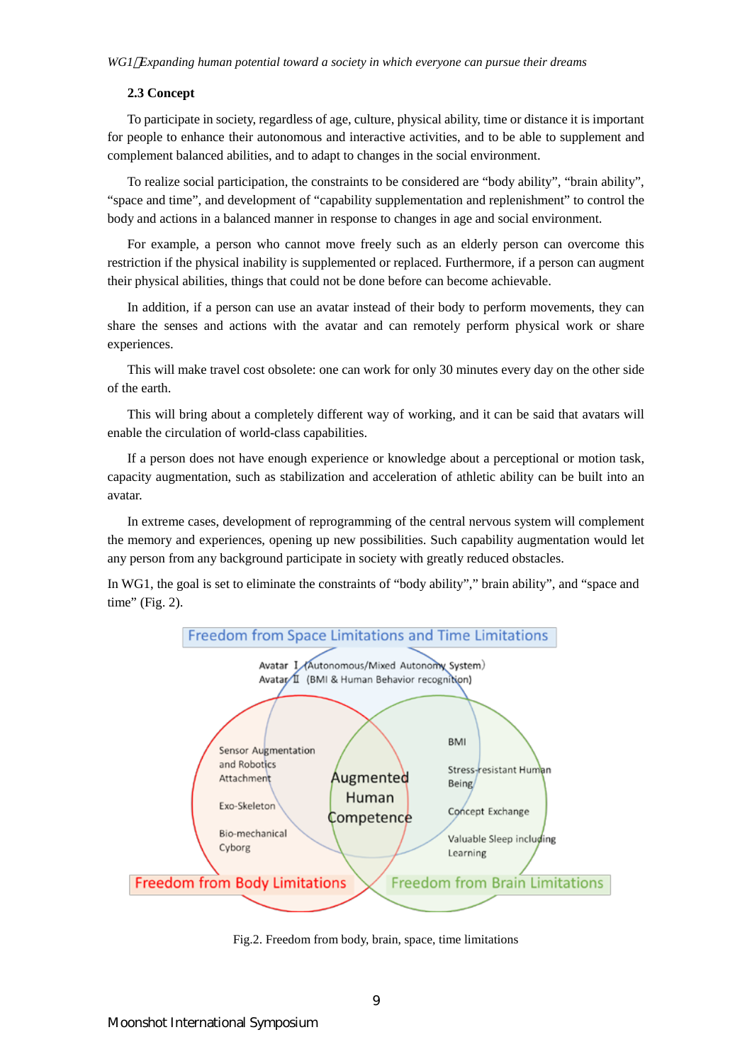### 2.3 Concept

To participate in society, regardless of age, culture, physical ability, time or distance it is important for people to enhance their autonomous and interactive activities, and to be able to supplement and complement balanced abilities, and to adapt to changes in the social environment.

To realize social participation, the constraints to be considered are “body ability”, “brain ability”, “space and time”, and development of “capability supplementation and replenishment” to control the body and actions in a balanced manner in response to changes in age and social environment.

For example, a person who cannot move freely such as an elderly person can overcome this restriction if the physical inability is supplemented or replaced. Furthermore, if a person can augment their physical abilities, things that could not be done before can become achievable.

In addition, if a person can use an avatar instead of their body to perform movements, they can share the senses and actions with the avatar and can remotely perform physical work or share experiences.

This will make travel cost obsolete: one can work for only 30 minutes every day on the other side of the earth.

This will bring about a completely different way of working, and it can be said that avatars will enable the circulation of world-class capabilities.

If a person does not have enough experience or knowledge about a perceptional or motion task, capacity augmentation, such as stabilization and acceleration of athletic ability can be built into an avatar.

In extreme cases, development of reprogramming of the central nervous system will complement the memory and experiences, opening up new possibilities. Such capability augmentation would let any person from any background participate in society with greatly reduced obstacles.

In WG1, the goal is set to eliminate the constraints of “body ability”,” brain ability”, and “space and time” (Fig. 2).

Freedom from Space Limitations and Time Limitations

Avatar Ⅰ (Autonomous/Mixed Autonomy System)
Avatar Ⅱ (BMI & Human Behavior recognition)

Sensor Augmentation and Robotics Attachment

Exo-Skeleton

Bio-mechanical Cyborg

Augmented Human Competence

BMI

Stress-resistant Human Being

Concept Exchange

Valuable Sleep including Learning

Freedom from Body Limitations

Freedom from Brain Limitations

Fig.2. Freedom from body, brain, space, time limitations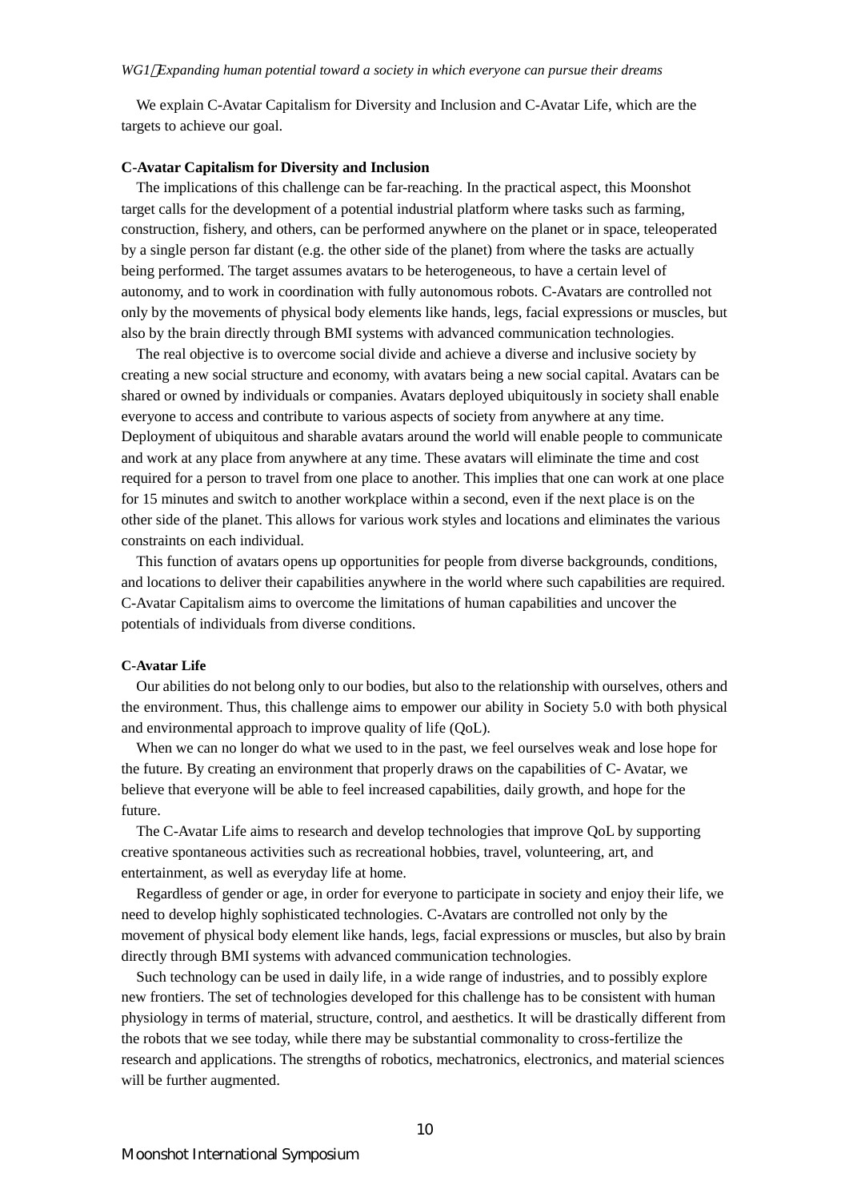We explain C-Avatar Capitalism for Diversity and Inclusion and C-Avatar Life, which are the targets to achieve our goal.

**C-Avatar Capitalism for Diversity and Inclusion**

The implications of this challenge can be far-reaching. In the practical aspect, this Moonshot target calls for the development of a potential industrial platform where tasks such as farming, construction, fishery, and others, can be performed anywhere on the planet or in space, teleoperated by a single person far distant (e.g. the other side of the planet) from where the tasks are actually being performed. The target assumes avatars to be heterogeneous, to have a certain level of autonomy, and to work in coordination with fully autonomous robots. C-Avatars are controlled not only by the movements of physical body elements like hands, legs, facial expressions or muscles, but also by the brain directly through BMI systems with advanced communication technologies.

The real objective is to overcome social divide and achieve a diverse and inclusive society by creating a new social structure and economy, with avatars being a new social capital. Avatars can be shared or owned by individuals or companies. Avatars deployed ubiquitously in society shall enable everyone to access and contribute to various aspects of society from anywhere at any time. Deployment of ubiquitous and sharable avatars around the world will enable people to communicate and work at any place from anywhere at any time. These avatars will eliminate the time and cost required for a person to travel from one place to another. This implies that one can work at one place for 15 minutes and switch to another workplace within a second, even if the next place is on the other side of the planet. This allows for various work styles and locations and eliminates the various constraints on each individual.

This function of avatars opens up opportunities for people from diverse backgrounds, conditions, and locations to deliver their capabilities anywhere in the world where such capabilities are required. C-Avatar Capitalism aims to overcome the limitations of human capabilities and uncover the potentials of individuals from diverse conditions.

**C-Avatar Life**

Our abilities do not belong only to our bodies, but also to the relationship with ourselves, others and the environment. Thus, this challenge aims to empower our ability in Society 5.0 with both physical and environmental approach to improve quality of life (QoL).

When we can no longer do what we used to in the past, we feel ourselves weak and lose hope for the future. By creating an environment that properly draws on the capabilities of C- Avatar, we believe that everyone will be able to feel increased capabilities, daily growth, and hope for the future.

The C-Avatar Life aims to research and develop technologies that improve QoL by supporting creative spontaneous activities such as recreational hobbies, travel, volunteering, art, and entertainment, as well as everyday life at home.

Regardless of gender or age, in order for everyone to participate in society and enjoy their life, we need to develop highly sophisticated technologies. C-Avatars are controlled not only by the movement of physical body element like hands, legs, facial expressions or muscles, but also by brain directly through BMI systems with advanced communication technologies.

Such technology can be used in daily life, in a wide range of industries, and to possibly explore new frontiers. The set of technologies developed for this challenge has to be consistent with human physiology in terms of material, structure, control, and aesthetics. It will be drastically different from the robots that we see today, while there may be substantial commonality to cross-fertilize the research and applications. The strengths of robotics, mechatronics, electronics, and material sciences will be further augmented.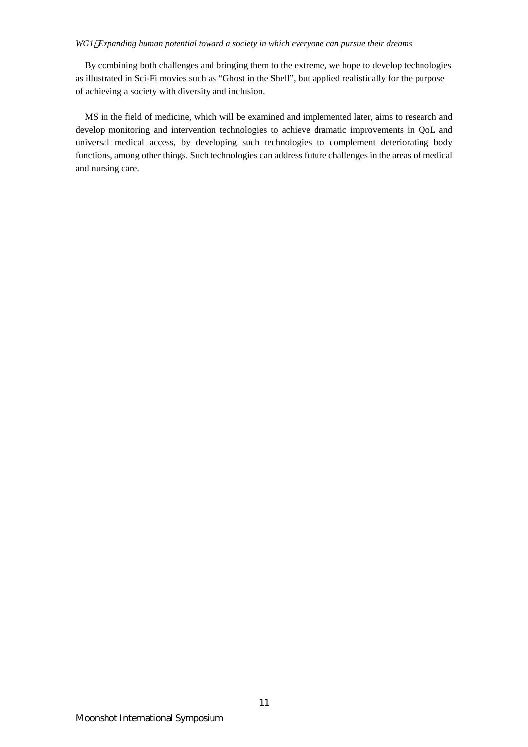By combining both challenges and bringing them to the extreme, we hope to develop technologies as illustrated in Sci-Fi movies such as "Ghost in the Shell", but applied realistically for the purpose of achieving a society with diversity and inclusion.

MS in the field of medicine, which will be examined and implemented later, aims to research and develop monitoring and intervention technologies to achieve dramatic improvements in QoL and universal medical access, by developing such technologies to complement deteriorating body functions, among other things. Such technologies can address future challenges in the areas of medical and nursing care.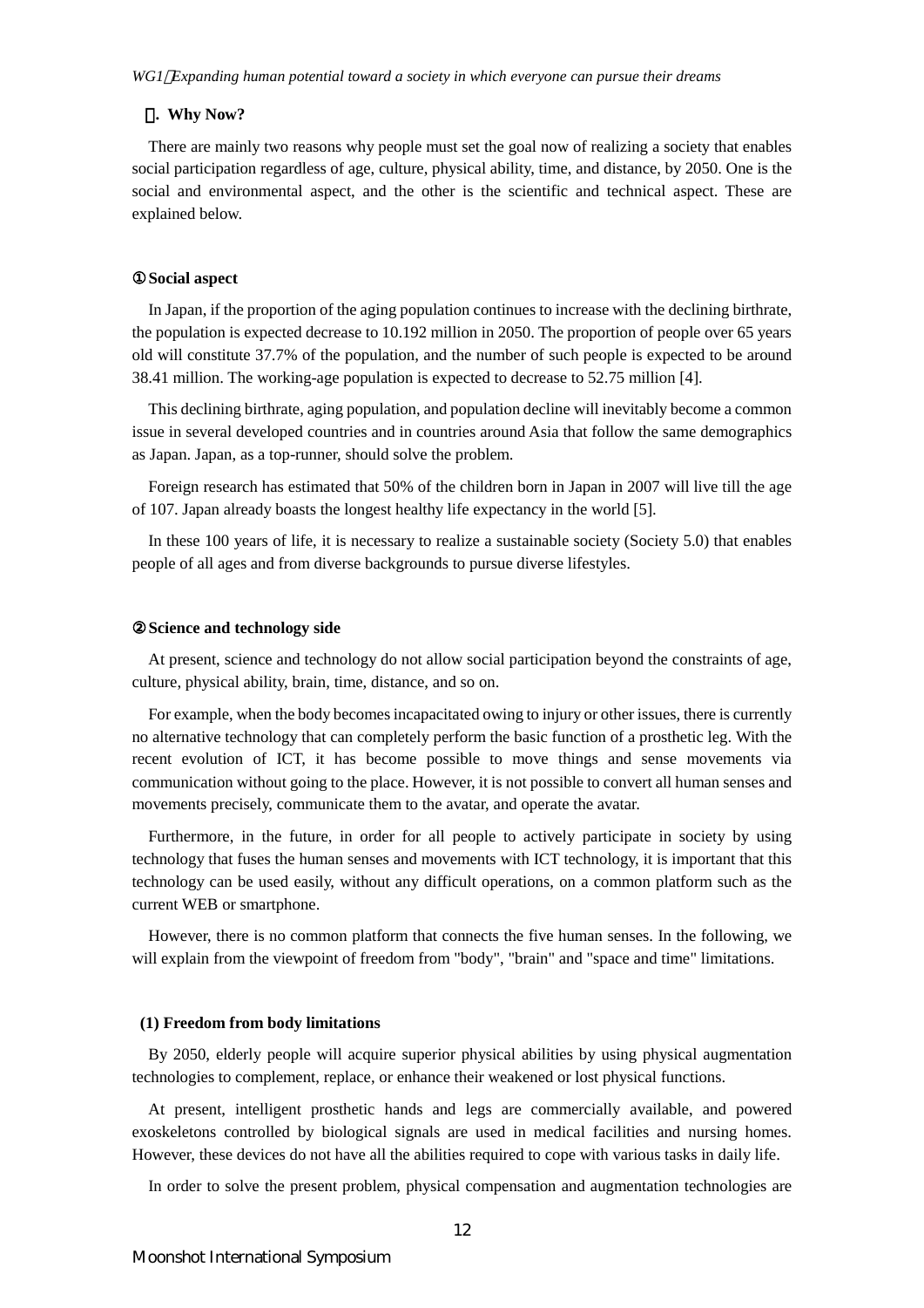## Ⅱ. Why Now?

There are mainly two reasons why people must set the goal now of realizing a society that enables social participation regardless of age, culture, physical ability, time, and distance, by 2050. One is the social and environmental aspect, and the other is the scientific and technical aspect. These are explained below.

### ① Social aspect

In Japan, if the proportion of the aging population continues to increase with the declining birthrate, the population is expected decrease to 10.192 million in 2050. The proportion of people over 65 years old will constitute 37.7% of the population, and the number of such people is expected to be around 38.41 million. The working-age population is expected to decrease to 52.75 million [4].

This declining birthrate, aging population, and population decline will inevitably become a common issue in several developed countries and in countries around Asia that follow the same demographics as Japan. Japan, as a top-runner, should solve the problem.

Foreign research has estimated that 50% of the children born in Japan in 2007 will live till the age of 107. Japan already boasts the longest healthy life expectancy in the world [5].

In these 100 years of life, it is necessary to realize a sustainable society (Society 5.0) that enables people of all ages and from diverse backgrounds to pursue diverse lifestyles.

### ② Science and technology side

At present, science and technology do not allow social participation beyond the constraints of age, culture, physical ability, brain, time, distance, and so on.

For example, when the body becomes incapacitated owing to injury or other issues, there is currently no alternative technology that can completely perform the basic function of a prosthetic leg. With the recent evolution of ICT, it has become possible to move things and sense movements via communication without going to the place. However, it is not possible to convert all human senses and movements precisely, communicate them to the avatar, and operate the avatar.

Furthermore, in the future, in order for all people to actively participate in society by using technology that fuses the human senses and movements with ICT technology, it is important that this technology can be used easily, without any difficult operations, on a common platform such as the current WEB or smartphone.

However, there is no common platform that connects the five human senses. In the following, we will explain from the viewpoint of freedom from "body", "brain" and "space and time" limitations.

#### (1) Freedom from body limitations

By 2050, elderly people will acquire superior physical abilities by using physical augmentation technologies to complement, replace, or enhance their weakened or lost physical functions.

At present, intelligent prosthetic hands and legs are commercially available, and powered exoskeletons controlled by biological signals are used in medical facilities and nursing homes. However, these devices do not have all the abilities required to cope with various tasks in daily life.

In order to solve the present problem, physical compensation and augmentation technologies are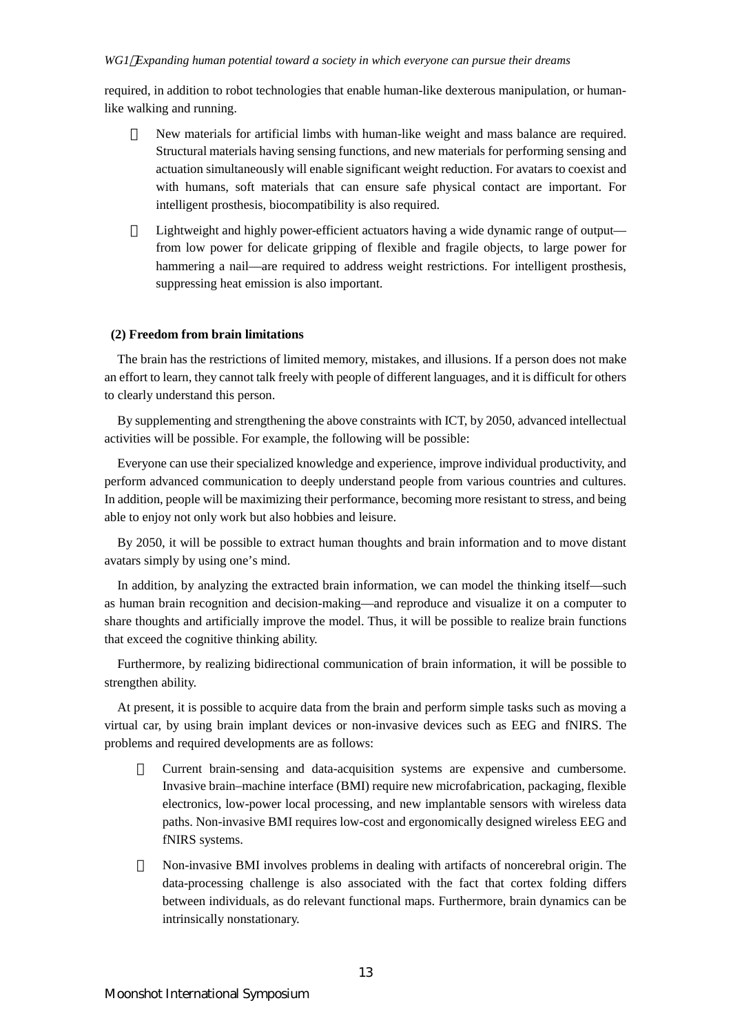required, in addition to robot technologies that enable human-like dexterous manipulation, or human-like walking and running.

- New materials for artificial limbs with human-like weight and mass balance are required. Structural materials having sensing functions, and new materials for performing sensing and actuation simultaneously will enable significant weight reduction. For avatars to coexist and with humans, soft materials that can ensure safe physical contact are important. For intelligent prosthesis, biocompatibility is also required.

- Lightweight and highly power-efficient actuators having a wide dynamic range of output—from low power for delicate gripping of flexible and fragile objects, to large power for hammering a nail—are required to address weight restrictions. For intelligent prosthesis, suppressing heat emission is also important.

**(2) Freedom from brain limitations**

The brain has the restrictions of limited memory, mistakes, and illusions. If a person does not make an effort to learn, they cannot talk freely with people of different languages, and it is difficult for others to clearly understand this person.

By supplementing and strengthening the above constraints with ICT, by 2050, advanced intellectual activities will be possible. For example, the following will be possible:

Everyone can use their specialized knowledge and experience, improve individual productivity, and perform advanced communication to deeply understand people from various countries and cultures. In addition, people will be maximizing their performance, becoming more resistant to stress, and being able to enjoy not only work but also hobbies and leisure.

By 2050, it will be possible to extract human thoughts and brain information and to move distant avatars simply by using one's mind.

In addition, by analyzing the extracted brain information, we can model the thinking itself—such as human brain recognition and decision-making—and reproduce and visualize it on a computer to share thoughts and artificially improve the model. Thus, it will be possible to realize brain functions that exceed the cognitive thinking ability.

Furthermore, by realizing bidirectional communication of brain information, it will be possible to strengthen ability.

At present, it is possible to acquire data from the brain and perform simple tasks such as moving a virtual car, by using brain implant devices or non-invasive devices such as EEG and fNIRS. The problems and required developments are as follows:

- Current brain-sensing and data-acquisition systems are expensive and cumbersome. Invasive brain–machine interface (BMI) require new microfabrication, packaging, flexible electronics, low-power local processing, and new implantable sensors with wireless data paths. Non-invasive BMI requires low-cost and ergonomically designed wireless EEG and fNIRS systems.

- Non-invasive BMI involves problems in dealing with artifacts of noncerebral origin. The data-processing challenge is also associated with the fact that cortex folding differs between individuals, as do relevant functional maps. Furthermore, brain dynamics can be intrinsically nonstationary.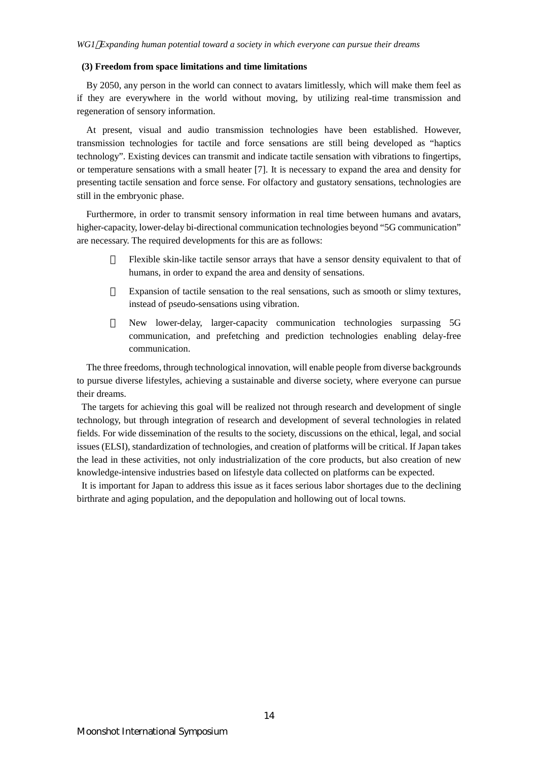### (3) Freedom from space limitations and time limitations

By 2050, any person in the world can connect to avatars limitlessly, which will make them feel as if they are everywhere in the world without moving, by utilizing real-time transmission and regeneration of sensory information.

At present, visual and audio transmission technologies have been established. However, transmission technologies for tactile and force sensations are still being developed as "haptics technology". Existing devices can transmit and indicate tactile sensation with vibrations to fingertips, or temperature sensations with a small heater [7]. It is necessary to expand the area and density for presenting tactile sensation and force sense. For olfactory and gustatory sensations, technologies are still in the embryonic phase.

Furthermore, in order to transmit sensory information in real time between humans and avatars, higher-capacity, lower-delay bi-directional communication technologies beyond "5G communication" are necessary. The required developments for this are as follows:

- Flexible skin-like tactile sensor arrays that have a sensor density equivalent to that of humans, in order to expand the area and density of sensations.
- Expansion of tactile sensation to the real sensations, such as smooth or slimy textures, instead of pseudo-sensations using vibration.
- New lower-delay, larger-capacity communication technologies surpassing 5G communication, and prefetching and prediction technologies enabling delay-free communication.

The three freedoms, through technological innovation, will enable people from diverse backgrounds to pursue diverse lifestyles, achieving a sustainable and diverse society, where everyone can pursue their dreams.

The targets for achieving this goal will be realized not through research and development of single technology, but through integration of research and development of several technologies in related fields. For wide dissemination of the results to the society, discussions on the ethical, legal, and social issues (ELSI), standardization of technologies, and creation of platforms will be critical. If Japan takes the lead in these activities, not only industrialization of the core products, but also creation of new knowledge-intensive industries based on lifestyle data collected on platforms can be expected.

It is important for Japan to address this issue as it faces serious labor shortages due to the declining birthrate and aging population, and the depopulation and hollowing out of local towns.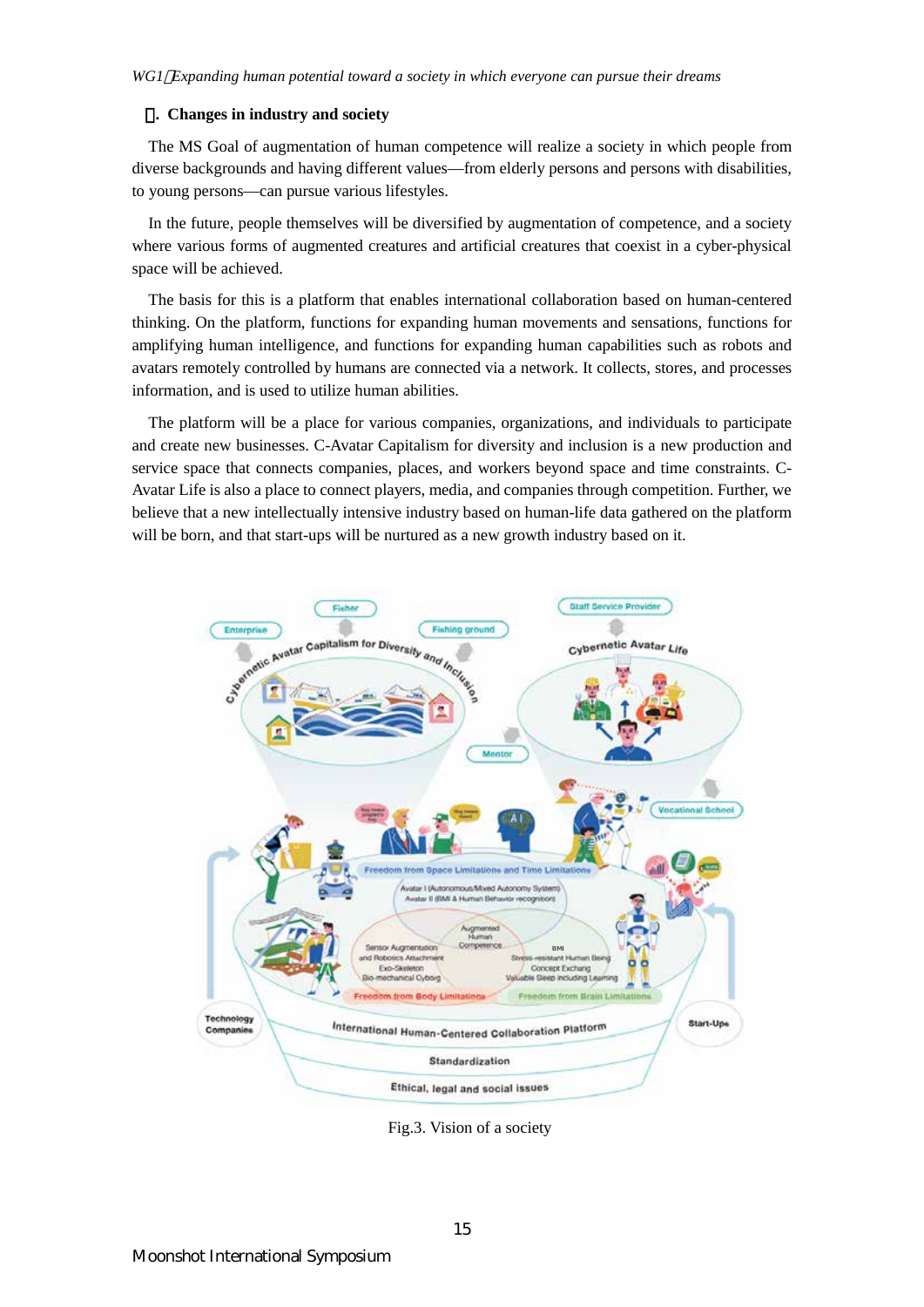## . Changes in industry and society

The MS Goal of augmentation of human competence will realize a society in which people from diverse backgrounds and having different values—from elderly persons and persons with disabilities, to young persons—can pursue various lifestyles.

In the future, people themselves will be diversified by augmentation of competence, and a society where various forms of augmented creatures and artificial creatures that coexist in a cyber-physical space will be achieved.

The basis for this is a platform that enables international collaboration based on human-centered thinking. On the platform, functions for expanding human movements and sensations, functions for amplifying human intelligence, and functions for expanding human capabilities such as robots and avatars remotely controlled by humans are connected via a network. It collects, stores, and processes information, and is used to utilize human abilities.

The platform will be a place for various companies, organizations, and individuals to participate and create new businesses. C-Avatar Capitalism for diversity and inclusion is a new production and service space that connects companies, places, and workers beyond space and time constraints. C-Avatar Life is also a place to connect players, media, and companies through competition. Further, we believe that a new intellectually intensive industry based on human-life data gathered on the platform will be born, and that start-ups will be nurtured as a new growth industry based on it.

Fig.3. Vision of a society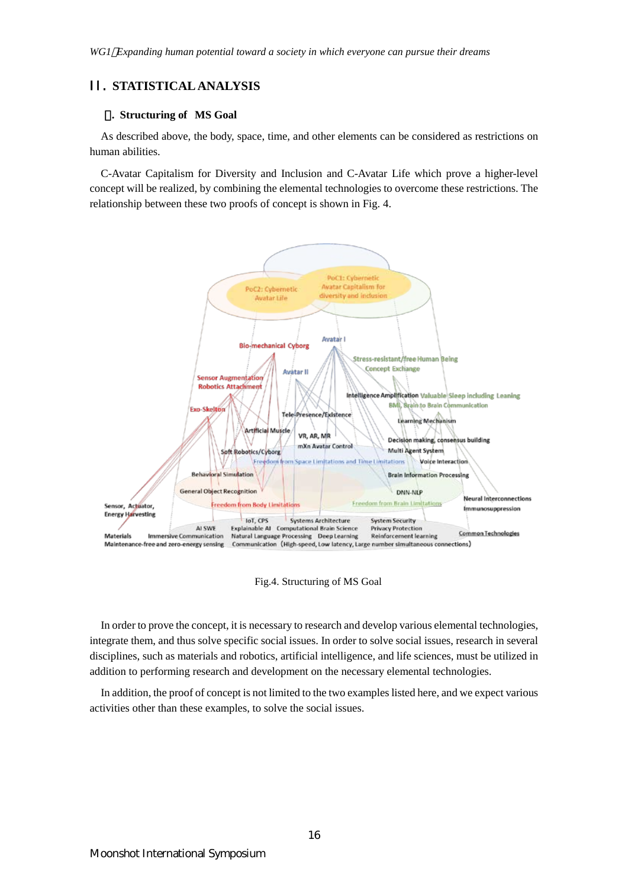## II. STATISTICAL ANALYSIS

### . Structuring of MS Goal

As described above, the body, space, time, and other elements can be considered as restrictions on human abilities.

C-Avatar Capitalism for Diversity and Inclusion and C-Avatar Life which prove a higher-level concept will be realized, by combining the elemental technologies to overcome these restrictions. The relationship between these two proofs of concept is shown in Fig. 4.

Fig.4. Structuring of MS Goal

In order to prove the concept, it is necessary to research and develop various elemental technologies, integrate them, and thus solve specific social issues. In order to solve social issues, research in several disciplines, such as materials and robotics, artificial intelligence, and life sciences, must be utilized in addition to performing research and development on the necessary elemental technologies.

In addition, the proof of concept is not limited to the two examples listed here, and we expect various activities other than these examples, to solve the social issues.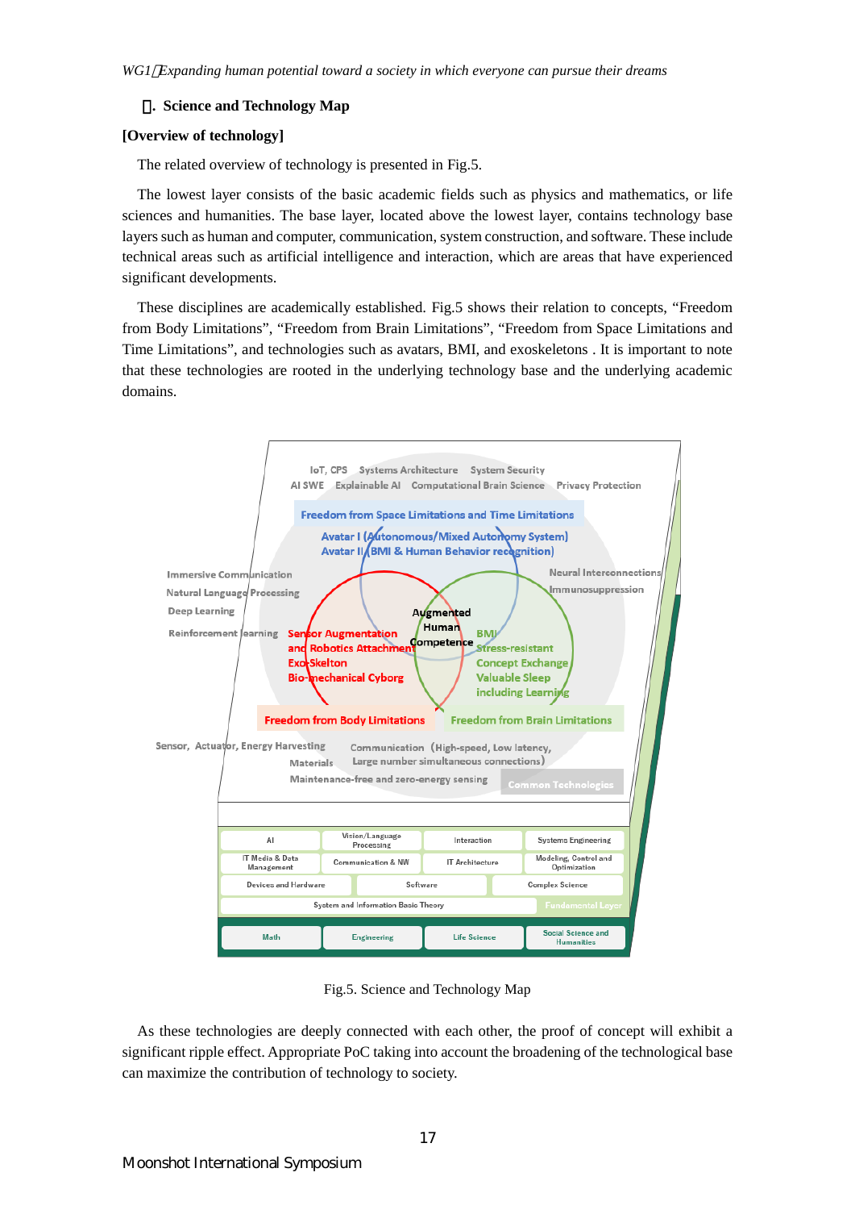## Ⅳ. Science and Technology Map

**[Overview of technology]**

The related overview of technology is presented in Fig.5.

The lowest layer consists of the basic academic fields such as physics and mathematics, or life sciences and humanities. The base layer, located above the lowest layer, contains technology base layers such as human and computer, communication, system construction, and software. These include technical areas such as artificial intelligence and interaction, which are areas that have experienced significant developments.

These disciplines are academically established. Fig.5 shows their relation to concepts, “Freedom from Body Limitations”, “Freedom from Brain Limitations”, “Freedom from Space Limitations and Time Limitations”, and technologies such as avatars, BMI, and exoskeletons . It is important to note that these technologies are rooted in the underlying technology base and the underlying academic domains.

Fig.5. Science and Technology Map

As these technologies are deeply connected with each other, the proof of concept will exhibit a significant ripple effect. Appropriate PoC taking into account the broadening of the technological base can maximize the contribution of technology to society.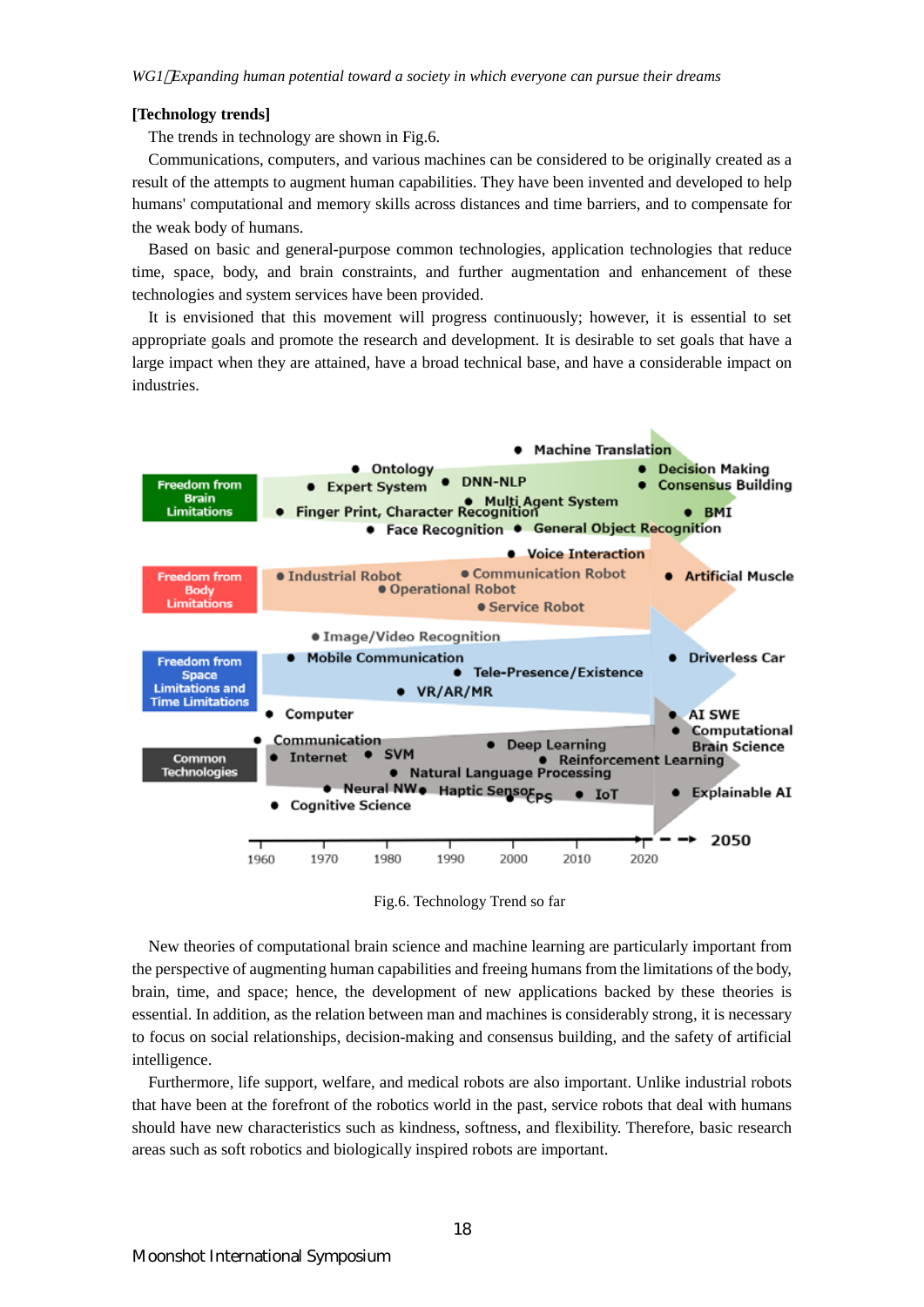## [Technology trends]

The trends in technology are shown in Fig.6.

Communications, computers, and various machines can be considered to be originally created as a result of the attempts to augment human capabilities. They have been invented and developed to help humans' computational and memory skills across distances and time barriers, and to compensate for the weak body of humans.

Based on basic and general-purpose common technologies, application technologies that reduce time, space, body, and brain constraints, and further augmentation and enhancement of these technologies and system services have been provided.

It is envisioned that this movement will progress continuously; however, it is essential to set appropriate goals and promote the research and development. It is desirable to set goals that have a large impact when they are attained, have a broad technical base, and have a considerable impact on industries.

Fig.6. Technology Trend so far

New theories of computational brain science and machine learning are particularly important from the perspective of augmenting human capabilities and freeing humans from the limitations of the body, brain, time, and space; hence, the development of new applications backed by these theories is essential. In addition, as the relation between man and machines is considerably strong, it is necessary to focus on social relationships, decision-making and consensus building, and the safety of artificial intelligence.

Furthermore, life support, welfare, and medical robots are also important. Unlike industrial robots that have been at the forefront of the robotics world in the past, service robots that deal with humans should have new characteristics such as kindness, softness, and flexibility. Therefore, basic research areas such as soft robotics and biologically inspired robots are important.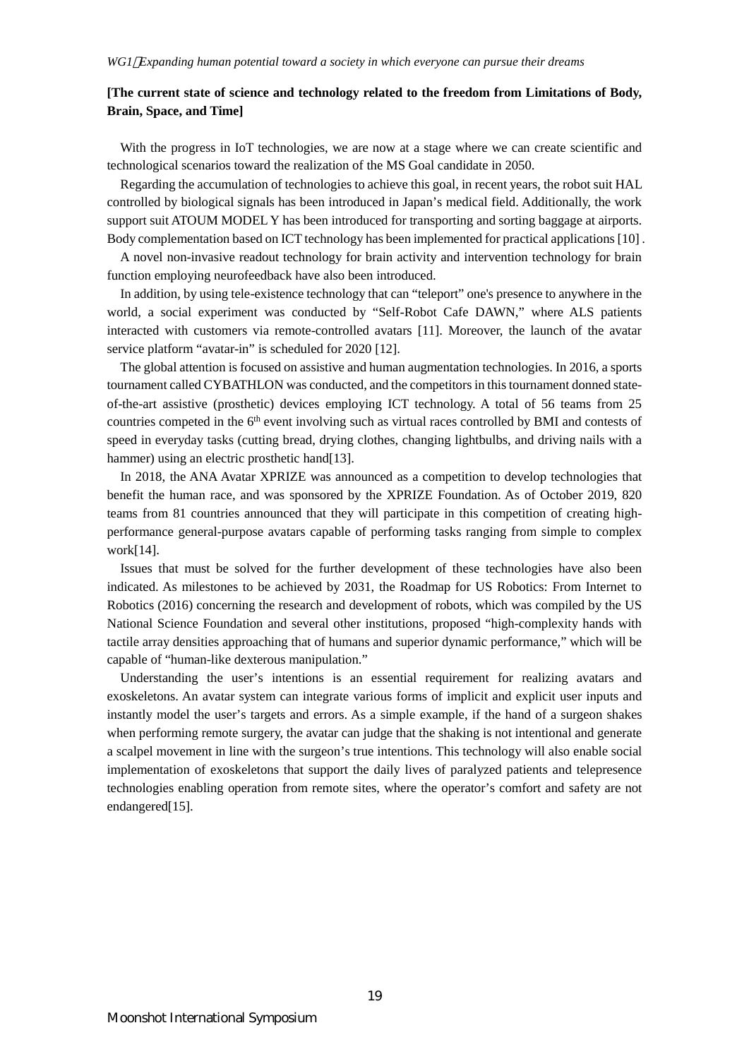**[The current state of science and technology related to the freedom from Limitations of Body, Brain, Space, and Time]**

With the progress in IoT technologies, we are now at a stage where we can create scientific and technological scenarios toward the realization of the MS Goal candidate in 2050.

Regarding the accumulation of technologies to achieve this goal, in recent years, the robot suit HAL controlled by biological signals has been introduced in Japan's medical field. Additionally, the work support suit ATOUM MODEL Y has been introduced for transporting and sorting baggage at airports. Body complementation based on ICT technology has been implemented for practical applications [10] .

A novel non-invasive readout technology for brain activity and intervention technology for brain function employing neurofeedback have also been introduced.

In addition, by using tele-existence technology that can "teleport" one's presence to anywhere in the world, a social experiment was conducted by "Self-Robot Cafe DAWN," where ALS patients interacted with customers via remote-controlled avatars [11]. Moreover, the launch of the avatar service platform "avatar-in" is scheduled for 2020 [12].

The global attention is focused on assistive and human augmentation technologies. In 2016, a sports tournament called CYBATHLON was conducted, and the competitors in this tournament donned state-of-the-art assistive (prosthetic) devices employing ICT technology. A total of 56 teams from 25 countries competed in the 6th event involving such as virtual races controlled by BMI and contests of speed in everyday tasks (cutting bread, drying clothes, changing lightbulbs, and driving nails with a hammer) using an electric prosthetic hand[13].

In 2018, the ANA Avatar XPRIZE was announced as a competition to develop technologies that benefit the human race, and was sponsored by the XPRIZE Foundation. As of October 2019, 820 teams from 81 countries announced that they will participate in this competition of creating high-performance general-purpose avatars capable of performing tasks ranging from simple to complex work[14].

Issues that must be solved for the further development of these technologies have also been indicated. As milestones to be achieved by 2031, the Roadmap for US Robotics: From Internet to Robotics (2016) concerning the research and development of robots, which was compiled by the US National Science Foundation and several other institutions, proposed "high-complexity hands with tactile array densities approaching that of humans and superior dynamic performance," which will be capable of "human-like dexterous manipulation."

Understanding the user's intentions is an essential requirement for realizing avatars and exoskeletons. An avatar system can integrate various forms of implicit and explicit user inputs and instantly model the user's targets and errors. As a simple example, if the hand of a surgeon shakes when performing remote surgery, the avatar can judge that the shaking is not intentional and generate a scalpel movement in line with the surgeon's true intentions. This technology will also enable social implementation of exoskeletons that support the daily lives of paralyzed patients and telepresence technologies enabling operation from remote sites, where the operator's comfort and safety are not endangered[15].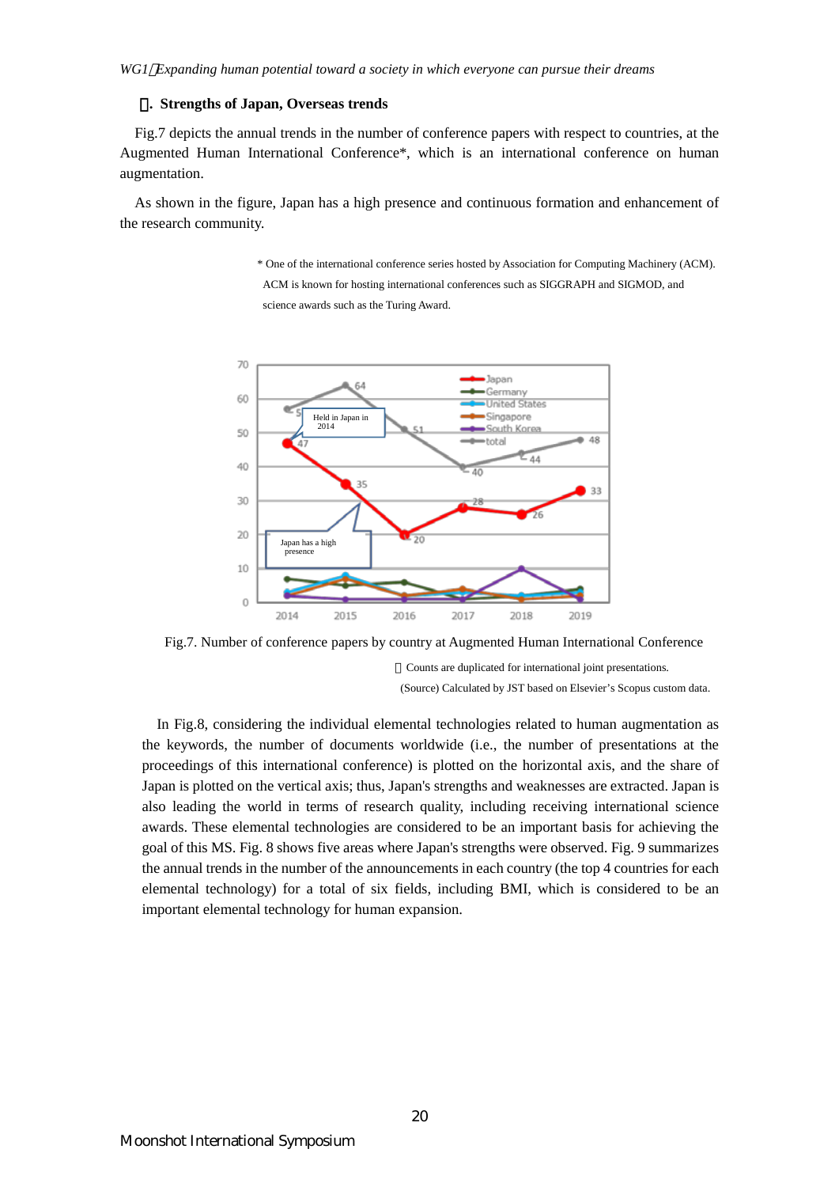## ⑤. Strengths of Japan, Overseas trends

Fig.7 depicts the annual trends in the number of conference papers with respect to countries, at the Augmented Human International Conference*, which is an international conference on human augmentation.

As shown in the figure, Japan has a high presence and continuous formation and enhancement of the research community.

\* One of the international conference series hosted by Association for Computing Machinery (ACM). ACM is known for hosting international conferences such as SIGGRAPH and SIGMOD, and science awards such as the Turing Award.

Fig.7. Number of conference papers by country at Augmented Human International Conference

※ Counts are duplicated for international joint presentations.

(Source) Calculated by JST based on Elsevier's Scopus custom data.

In Fig.8, considering the individual elemental technologies related to human augmentation as the keywords, the number of documents worldwide (i.e., the number of presentations at the proceedings of this international conference) is plotted on the horizontal axis, and the share of Japan is plotted on the vertical axis; thus, Japan's strengths and weaknesses are extracted. Japan is also leading the world in terms of research quality, including receiving international science awards. These elemental technologies are considered to be an important basis for achieving the goal of this MS. Fig. 8 shows five areas where Japan's strengths were observed. Fig. 9 summarizes the annual trends in the number of the announcements in each country (the top 4 countries for each elemental technology) for a total of six fields, including BMI, which is considered to be an important elemental technology for human expansion.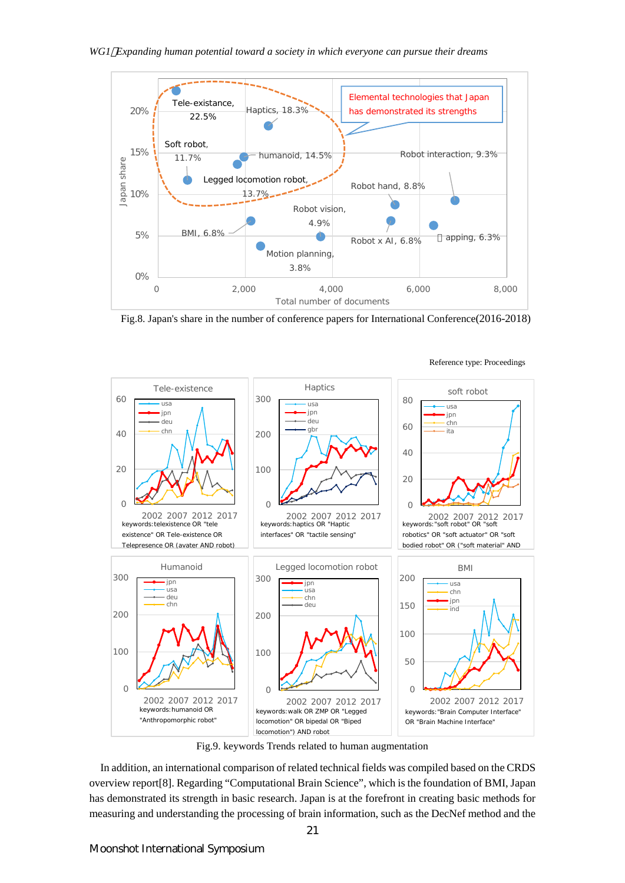Fig.8. Japan's share in the number of conference papers for International Conference(2016-2018)

Reference type: Proceedings

Fig.9. keywords Trends related to human augmentation

In addition, an international comparison of related technical fields was compiled based on the CRDS overview report[8]. Regarding "Computational Brain Science", which is the foundation of BMI, Japan has demonstrated its strength in basic research. Japan is at the forefront in creating basic methods for measuring and understanding the processing of brain information, such as the DecNef method and the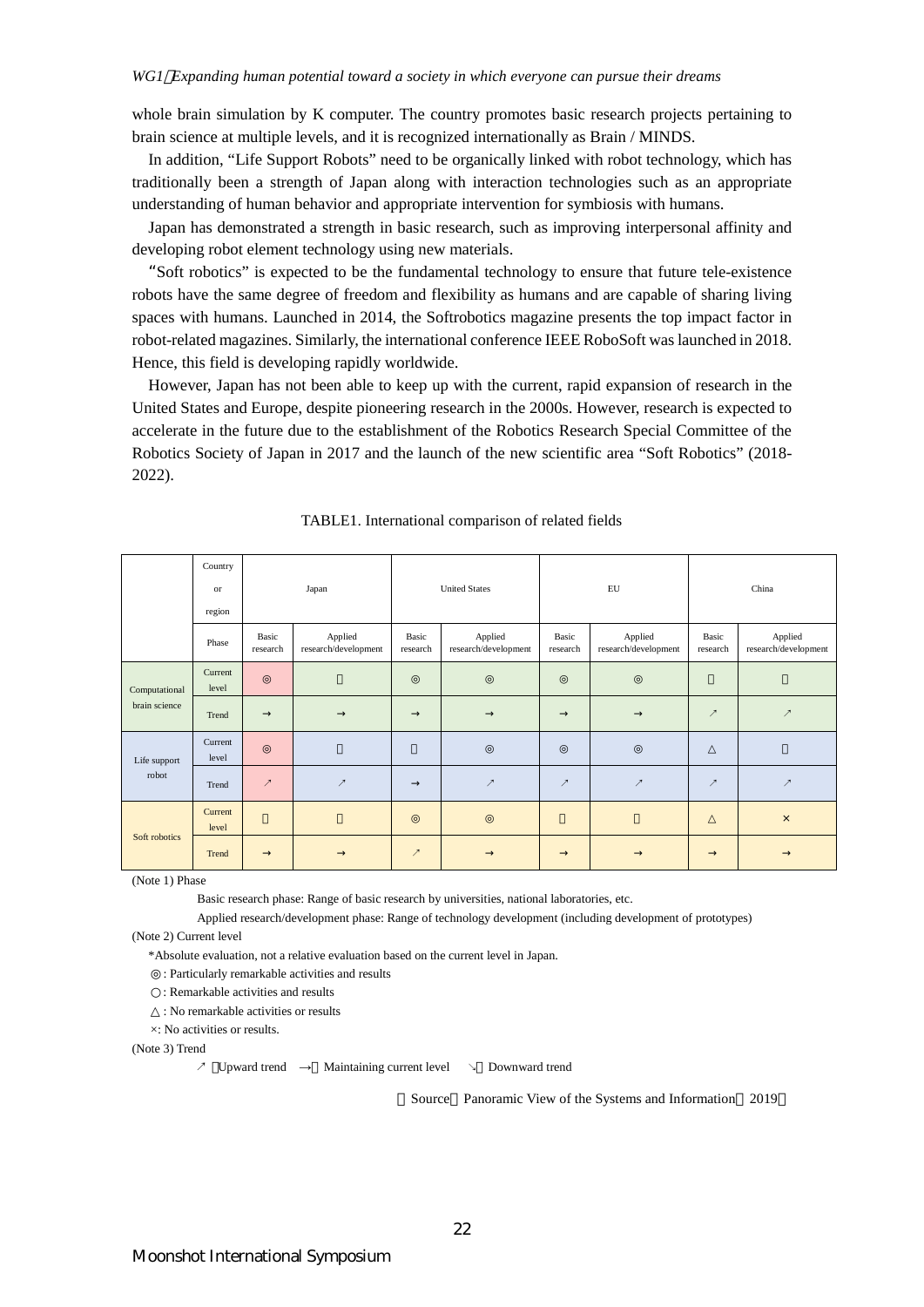whole brain simulation by K computer. The country promotes basic research projects pertaining to brain science at multiple levels, and it is recognized internationally as Brain / MINDS.

In addition, “Life Support Robots” need to be organically linked with robot technology, which has traditionally been a strength of Japan along with interaction technologies such as an appropriate understanding of human behavior and appropriate intervention for symbiosis with humans.

Japan has demonstrated a strength in basic research, such as improving interpersonal affinity and developing robot element technology using new materials.

“Soft robotics” is expected to be the fundamental technology to ensure that future tele-existence robots have the same degree of freedom and flexibility as humans and are capable of sharing living spaces with humans. Launched in 2014, the Softrobotics magazine presents the top impact factor in robot-related magazines. Similarly, the international conference IEEE RoboSoft was launched in 2018. Hence, this field is developing rapidly worldwide.

However, Japan has not been able to keep up with the current, rapid expansion of research in the United States and Europe, despite pioneering research in the 2000s. However, research is expected to accelerate in the future due to the establishment of the Robotics Research Special Committee of the Robotics Society of Japan in 2017 and the launch of the new scientific area “Soft Robotics” (2018-2022).

TABLE1. International comparison of related fields

| | Country or region | Japan | | United States | | EU | | China | |
|---|---|---|---|---|---|---|---|---|---|
| | Phase | Basic research | Applied research/development | Basic research | Applied research/development | Basic research | Applied research/development | Basic research | Applied research/development |
| Computational brain science | Current level | ◎ | ○ | ◎ | ◎ | ◎ | ◎ | ○ | ○ |
| | Trend | → | → | → | → | → | → | ↗ | ↗ |
| Life support robot | Current level | ◎ | ○ | ○ | ◎ | ◎ | ◎ | △ | ○ |
| | Trend | ↗ | ↗ | → | ↗ | ↗ | ↗ | ↗ | ↗ |
| Soft robotics | Current level | ○ | ○ | ◎ | ◎ | ○ | ○ | △ | × |
| | Trend | → | → | ↗ | → | → | → | → | → |

(Note 1) Phase

Basic research phase: Range of basic research by universities, national laboratories, etc.

Applied research/development phase: Range of technology development (including development of prototypes)

(Note 2) Current level

*Absolute evaluation, not a relative evaluation based on the current level in Japan.

◎: Particularly remarkable activities and results

○: Remarkable activities and results

△: No remarkable activities or results

×: No activities or results.

(Note 3) Trend

↗: Upward trend　→: Maintaining current level　↘: Downward trend

(Source: Panoramic View of the Systems and Information (2019))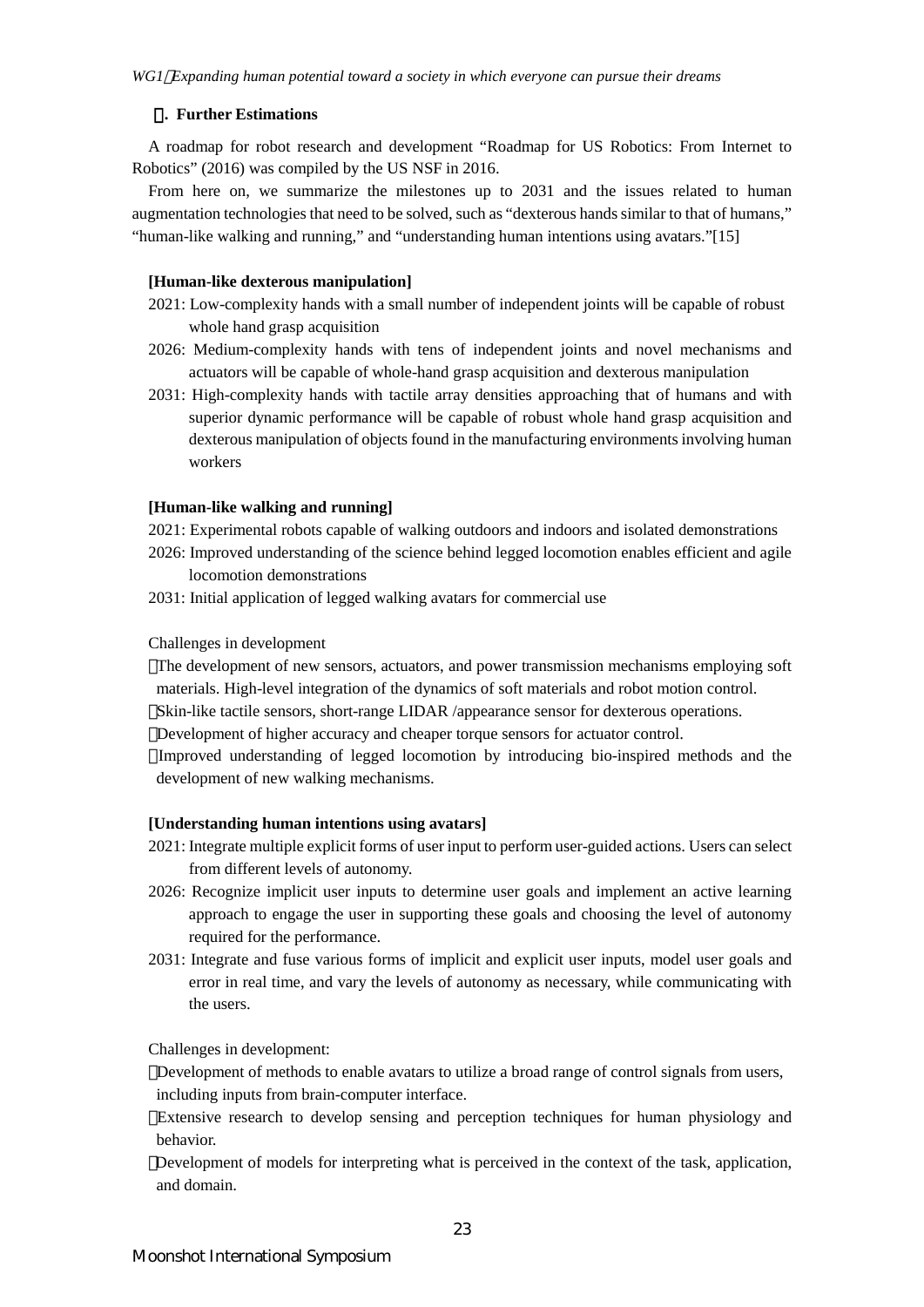## . Further Estimations

A roadmap for robot research and development "Roadmap for US Robotics: From Internet to Robotics" (2016) was compiled by the US NSF in 2016.

From here on, we summarize the milestones up to 2031 and the issues related to human augmentation technologies that need to be solved, such as "dexterous hands similar to that of humans," "human-like walking and running," and "understanding human intentions using avatars."[15]

**[Human-like dexterous manipulation]**

2021: Low-complexity hands with a small number of independent joints will be capable of robust whole hand grasp acquisition

2026: Medium-complexity hands with tens of independent joints and novel mechanisms and actuators will be capable of whole-hand grasp acquisition and dexterous manipulation

2031: High-complexity hands with tactile array densities approaching that of humans and with superior dynamic performance will be capable of robust whole hand grasp acquisition and dexterous manipulation of objects found in the manufacturing environments involving human workers

**[Human-like walking and running]**

2021: Experimental robots capable of walking outdoors and indoors and isolated demonstrations

2026: Improved understanding of the science behind legged locomotion enables efficient and agile locomotion demonstrations

2031: Initial application of legged walking avatars for commercial use

Challenges in development

- The development of new sensors, actuators, and power transmission mechanisms employing soft materials. High-level integration of the dynamics of soft materials and robot motion control.
- Skin-like tactile sensors, short-range LIDAR /appearance sensor for dexterous operations.
- Development of higher accuracy and cheaper torque sensors for actuator control.
- Improved understanding of legged locomotion by introducing bio-inspired methods and the development of new walking mechanisms.

**[Understanding human intentions using avatars]**

2021: Integrate multiple explicit forms of user input to perform user-guided actions. Users can select from different levels of autonomy.

2026: Recognize implicit user inputs to determine user goals and implement an active learning approach to engage the user in supporting these goals and choosing the level of autonomy required for the performance.

2031: Integrate and fuse various forms of implicit and explicit user inputs, model user goals and error in real time, and vary the levels of autonomy as necessary, while communicating with the users.

Challenges in development:

- Development of methods to enable avatars to utilize a broad range of control signals from users, including inputs from brain-computer interface.
- Extensive research to develop sensing and perception techniques for human physiology and behavior.
- Development of models for interpreting what is perceived in the context of the task, application, and domain.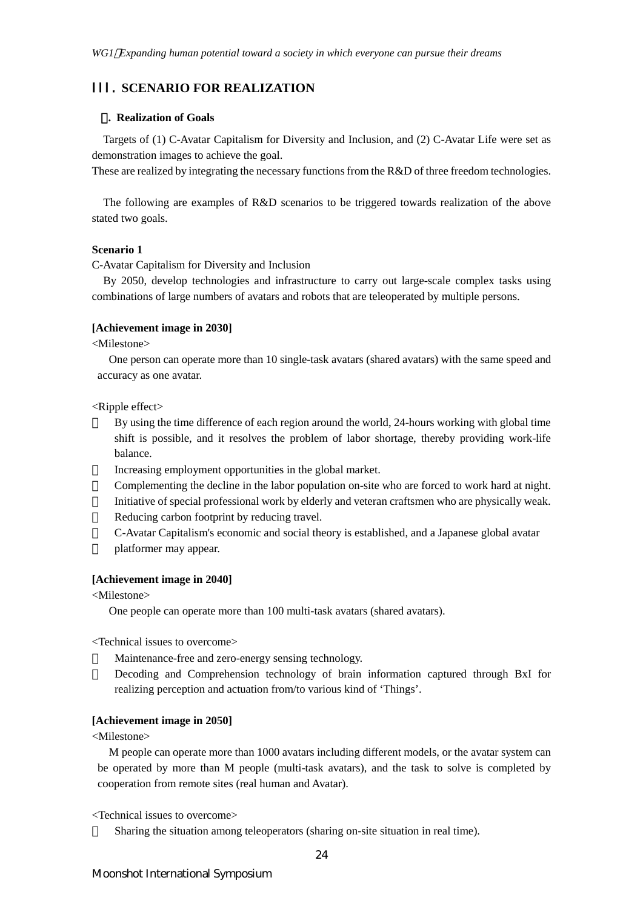## III. SCENARIO FOR REALIZATION

### . Realization of Goals

Targets of (1) C-Avatar Capitalism for Diversity and Inclusion, and (2) C-Avatar Life were set as demonstration images to achieve the goal.
These are realized by integrating the necessary functions from the R&D of three freedom technologies.

The following are examples of R&D scenarios to be triggered towards realization of the above stated two goals.

**Scenario 1**

C-Avatar Capitalism for Diversity and Inclusion

By 2050, develop technologies and infrastructure to carry out large-scale complex tasks using combinations of large numbers of avatars and robots that are teleoperated by multiple persons.

**[Achievement image in 2030]**

<Milestone>

One person can operate more than 10 single-task avatars (shared avatars) with the same speed and accuracy as one avatar.

<Ripple effect>

- By using the time difference of each region around the world, 24-hours working with global time shift is possible, and it resolves the problem of labor shortage, thereby providing work-life balance.
- Increasing employment opportunities in the global market.
- Complementing the decline in the labor population on-site who are forced to work hard at night.
- Initiative of special professional work by elderly and veteran craftsmen who are physically weak.
- Reducing carbon footprint by reducing travel.
- C-Avatar Capitalism's economic and social theory is established, and a Japanese global avatar
- platformer may appear.

**[Achievement image in 2040]**

<Milestone>

One people can operate more than 100 multi-task avatars (shared avatars).

<Technical issues to overcome>

- Maintenance-free and zero-energy sensing technology.
- Decoding and Comprehension technology of brain information captured through BxI for realizing perception and actuation from/to various kind of 'Things'.

**[Achievement image in 2050]**

<Milestone>

M people can operate more than 1000 avatars including different models, or the avatar system can be operated by more than M people (multi-task avatars), and the task to solve is completed by cooperation from remote sites (real human and Avatar).

<Technical issues to overcome>

- Sharing the situation among teleoperators (sharing on-site situation in real time).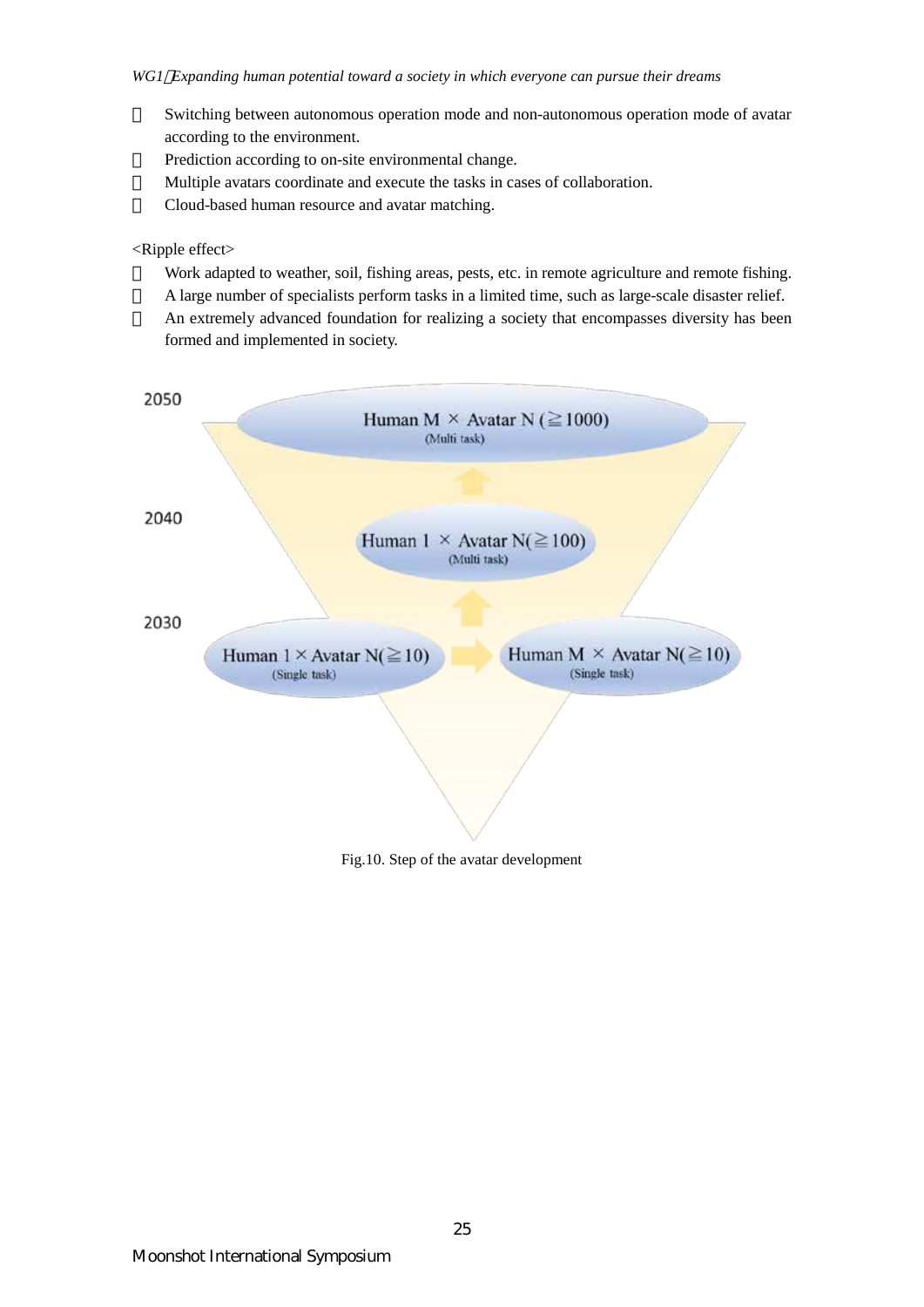- Switching between autonomous operation mode and non-autonomous operation mode of avatar according to the environment.
- Prediction according to on-site environmental change.
- Multiple avatars coordinate and execute the tasks in cases of collaboration.
- Cloud-based human resource and avatar matching.

<Ripple effect>

- Work adapted to weather, soil, fishing areas, pests, etc. in remote agriculture and remote fishing.
- A large number of specialists perform tasks in a limited time, such as large-scale disaster relief.
- An extremely advanced foundation for realizing a society that encompasses diversity has been formed and implemented in society.

2050

Human M × Avatar N (≧1000)
(Multi task)

2040

Human 1 × Avatar N(≧100)
(Multi task)

2030

Human 1 × Avatar N(≧10)
(Single task)

Human M × Avatar N(≧10)
(Single task)

Fig.10. Step of the avatar development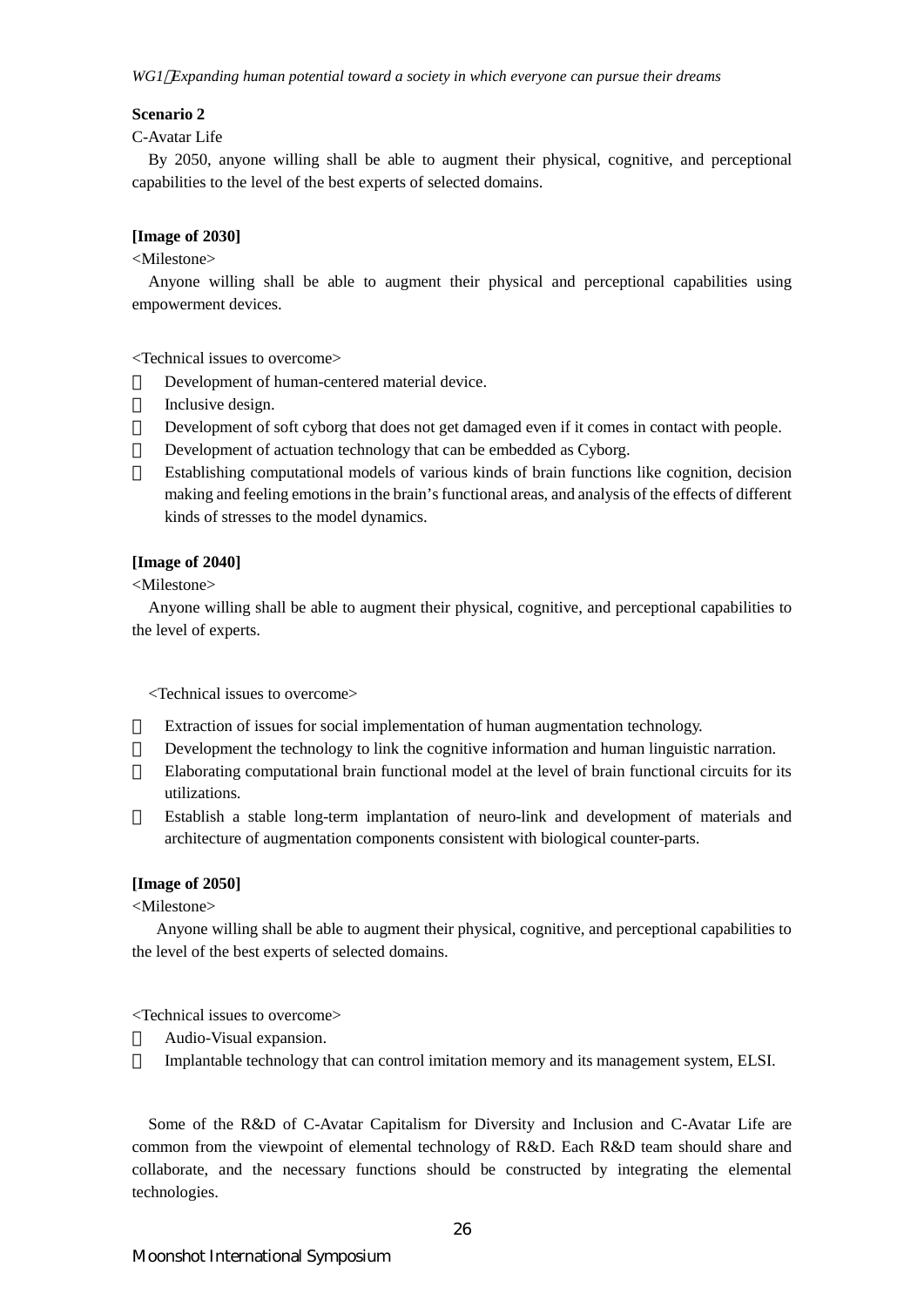**Scenario 2**

C-Avatar Life

By 2050, anyone willing shall be able to augment their physical, cognitive, and perceptional capabilities to the level of the best experts of selected domains.

**[Image of 2030]**

<Milestone>

Anyone willing shall be able to augment their physical and perceptional capabilities using empowerment devices.

<Technical issues to overcome>

- Development of human-centered material device.
- Inclusive design.
- Development of soft cyborg that does not get damaged even if it comes in contact with people.
- Development of actuation technology that can be embedded as Cyborg.
- Establishing computational models of various kinds of brain functions like cognition, decision making and feeling emotions in the brain's functional areas, and analysis of the effects of different kinds of stresses to the model dynamics.

**[Image of 2040]**

<Milestone>

Anyone willing shall be able to augment their physical, cognitive, and perceptional capabilities to the level of experts.

<Technical issues to overcome>

- Extraction of issues for social implementation of human augmentation technology.
- Development the technology to link the cognitive information and human linguistic narration.
- Elaborating computational brain functional model at the level of brain functional circuits for its utilizations.
- Establish a stable long-term implantation of neuro-link and development of materials and architecture of augmentation components consistent with biological counter-parts.

**[Image of 2050]**

<Milestone>

Anyone willing shall be able to augment their physical, cognitive, and perceptional capabilities to the level of the best experts of selected domains.

<Technical issues to overcome>

- Audio-Visual expansion.
- Implantable technology that can control imitation memory and its management system, ELSI.

Some of the R&D of C-Avatar Capitalism for Diversity and Inclusion and C-Avatar Life are common from the viewpoint of elemental technology of R&D. Each R&D team should share and collaborate, and the necessary functions should be constructed by integrating the elemental technologies.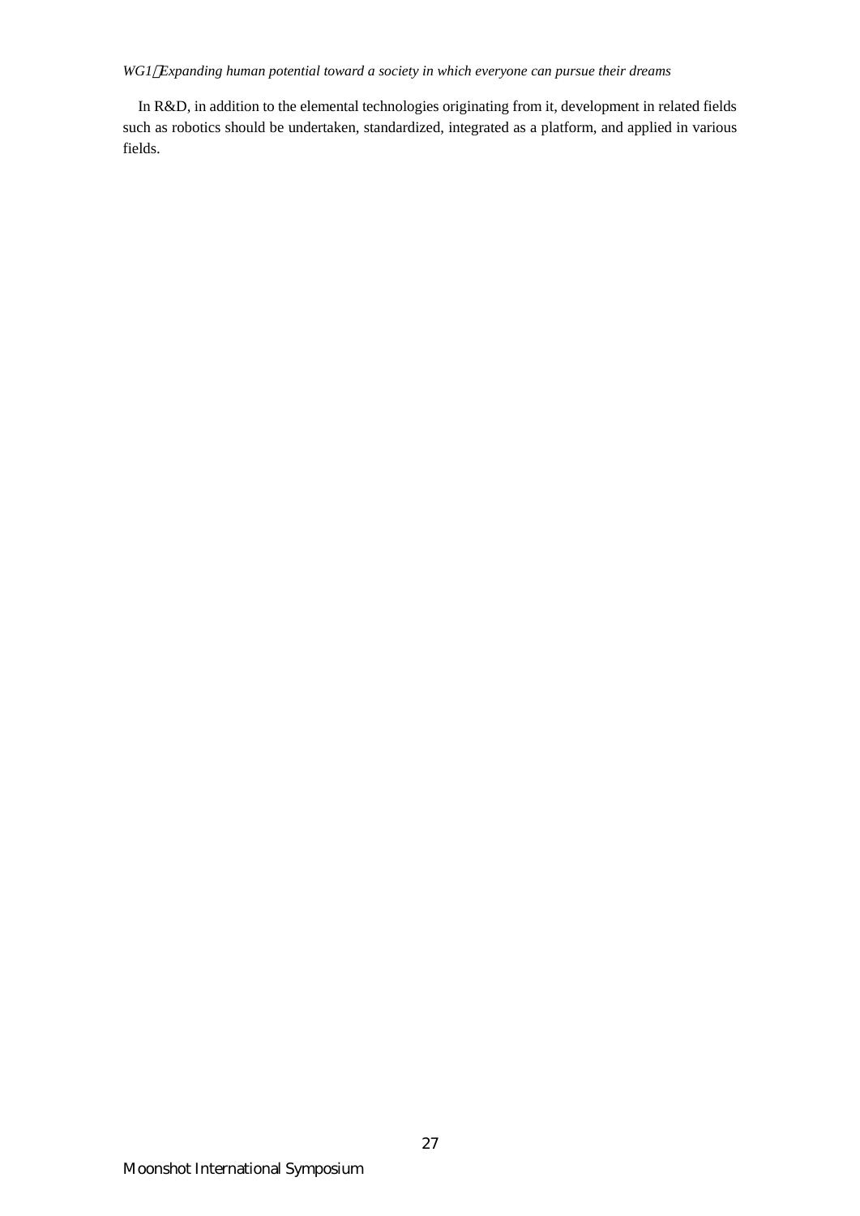In R&D, in addition to the elemental technologies originating from it, development in related fields such as robotics should be undertaken, standardized, integrated as a platform, and applied in various fields.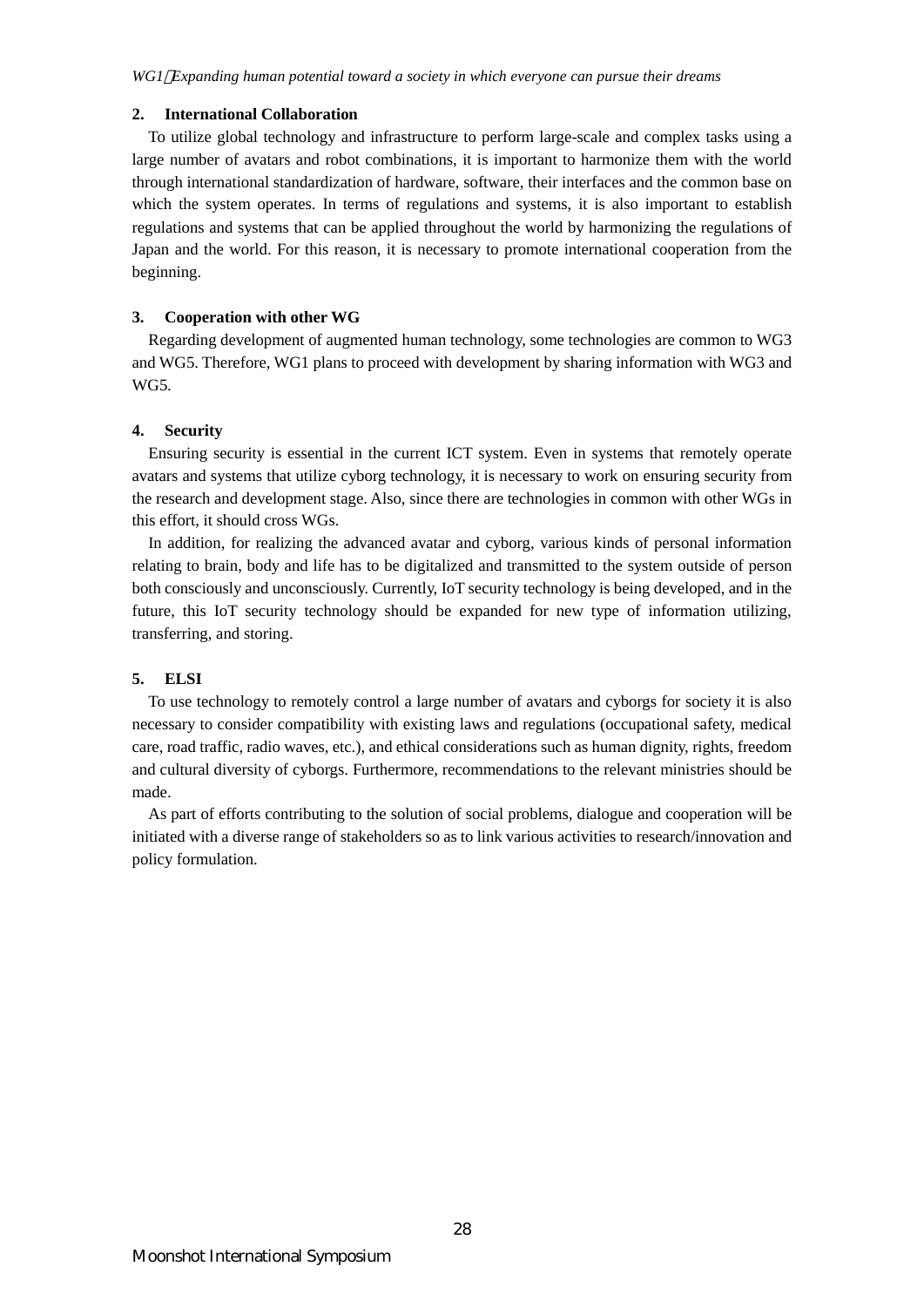## 2. International Collaboration

To utilize global technology and infrastructure to perform large-scale and complex tasks using a large number of avatars and robot combinations, it is important to harmonize them with the world through international standardization of hardware, software, their interfaces and the common base on which the system operates. In terms of regulations and systems, it is also important to establish regulations and systems that can be applied throughout the world by harmonizing the regulations of Japan and the world. For this reason, it is necessary to promote international cooperation from the beginning.

## 3. Cooperation with other WG

Regarding development of augmented human technology, some technologies are common to WG3 and WG5. Therefore, WG1 plans to proceed with development by sharing information with WG3 and WG5.

## 4. Security

Ensuring security is essential in the current ICT system. Even in systems that remotely operate avatars and systems that utilize cyborg technology, it is necessary to work on ensuring security from the research and development stage. Also, since there are technologies in common with other WGs in this effort, it should cross WGs.

In addition, for realizing the advanced avatar and cyborg, various kinds of personal information relating to brain, body and life has to be digitalized and transmitted to the system outside of person both consciously and unconsciously. Currently, IoT security technology is being developed, and in the future, this IoT security technology should be expanded for new type of information utilizing, transferring, and storing.

## 5. ELSI

To use technology to remotely control a large number of avatars and cyborgs for society it is also necessary to consider compatibility with existing laws and regulations (occupational safety, medical care, road traffic, radio waves, etc.), and ethical considerations such as human dignity, rights, freedom and cultural diversity of cyborgs. Furthermore, recommendations to the relevant ministries should be made.

As part of efforts contributing to the solution of social problems, dialogue and cooperation will be initiated with a diverse range of stakeholders so as to link various activities to research/innovation and policy formulation.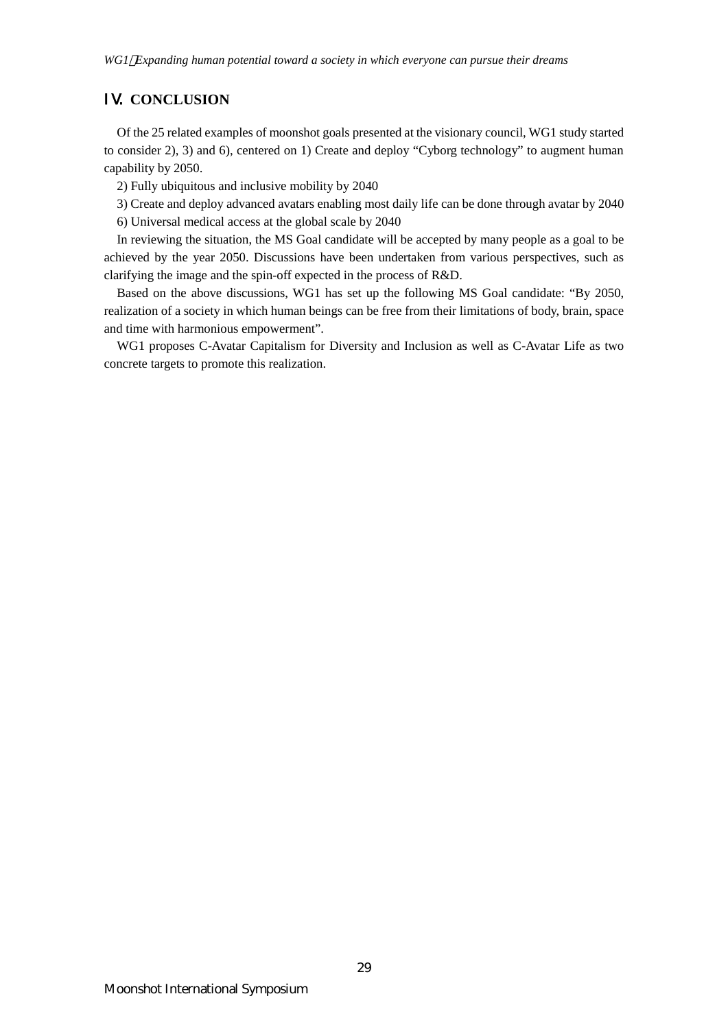## Ⅳ. CONCLUSION

Of the 25 related examples of moonshot goals presented at the visionary council, WG1 study started to consider 2), 3) and 6), centered on 1) Create and deploy "Cyborg technology" to augment human capability by 2050.

2) Fully ubiquitous and inclusive mobility by 2040

3) Create and deploy advanced avatars enabling most daily life can be done through avatar by 2040

6) Universal medical access at the global scale by 2040

In reviewing the situation, the MS Goal candidate will be accepted by many people as a goal to be achieved by the year 2050. Discussions have been undertaken from various perspectives, such as clarifying the image and the spin-off expected in the process of R&D.

Based on the above discussions, WG1 has set up the following MS Goal candidate: "By 2050, realization of a society in which human beings can be free from their limitations of body, brain, space and time with harmonious empowerment".

WG1 proposes C-Avatar Capitalism for Diversity and Inclusion as well as C-Avatar Life as two concrete targets to promote this realization.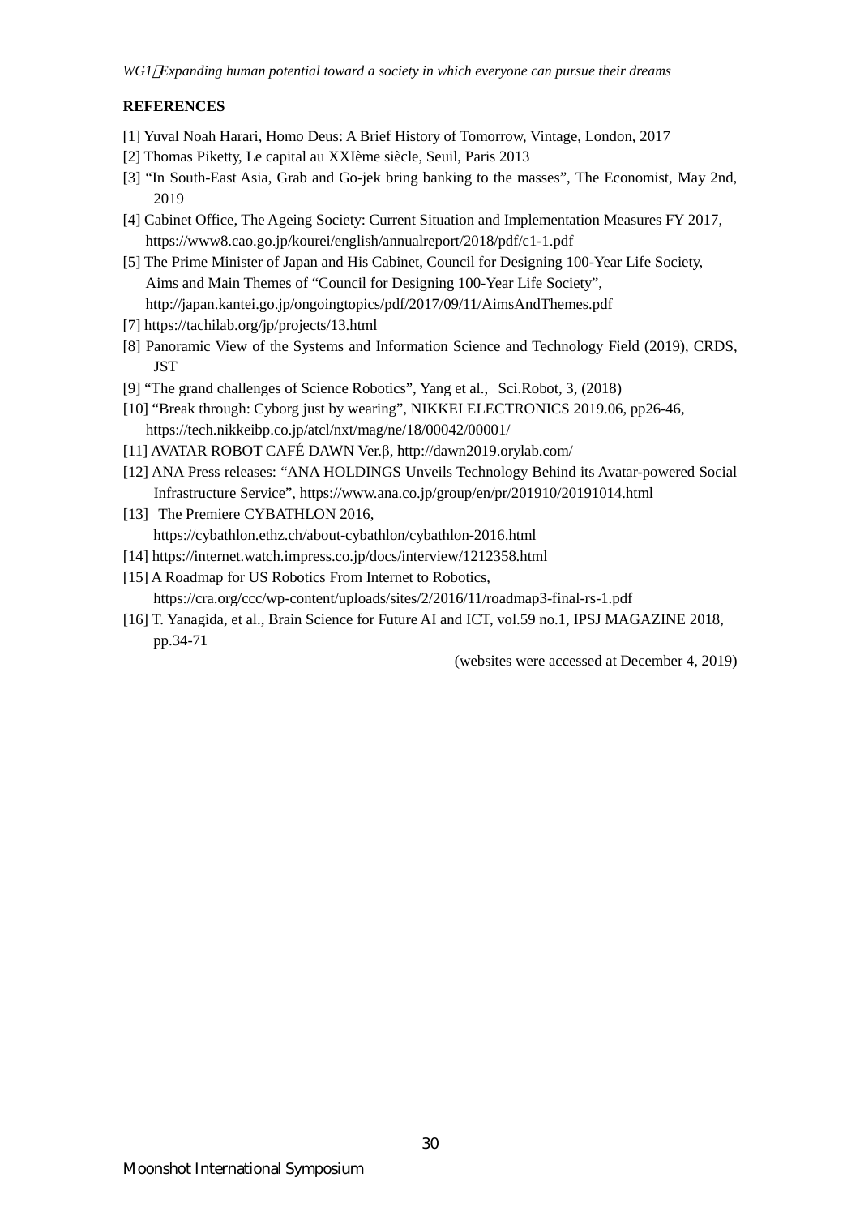**REFERENCES**

[1] Yuval Noah Harari, Homo Deus: A Brief History of Tomorrow, Vintage, London, 2017

[2] Thomas Piketty, Le capital au XXIème siècle, Seuil, Paris 2013

[3] "In South-East Asia, Grab and Go-jek bring banking to the masses", The Economist, May 2nd, 2019

[4] Cabinet Office, The Ageing Society: Current Situation and Implementation Measures FY 2017, https://www8.cao.go.jp/kourei/english/annualreport/2018/pdf/c1-1.pdf

[5] The Prime Minister of Japan and His Cabinet, Council for Designing 100-Year Life Society, Aims and Main Themes of "Council for Designing 100-Year Life Society", http://japan.kantei.go.jp/ongoingtopics/pdf/2017/09/11/AimsAndThemes.pdf

[7] https://tachilab.org/jp/projects/13.html

[8] Panoramic View of the Systems and Information Science and Technology Field (2019), CRDS, JST

[9] "The grand challenges of Science Robotics", Yang et al., Sci.Robot, 3, (2018)

[10] "Break through: Cyborg just by wearing", NIKKEI ELECTRONICS 2019.06, pp26-46, https://tech.nikkeibp.co.jp/atcl/nxt/mag/ne/18/00042/00001/

[11] AVATAR ROBOT CAFÉ DAWN Ver.β, http://dawn2019.orylab.com/

[12] ANA Press releases: "ANA HOLDINGS Unveils Technology Behind its Avatar-powered Social Infrastructure Service", https://www.ana.co.jp/group/en/pr/201910/20191014.html

[13] The Premiere CYBATHLON 2016, https://cybathlon.ethz.ch/about-cybathlon/cybathlon-2016.html

[14] https://internet.watch.impress.co.jp/docs/interview/1212358.html

[15] A Roadmap for US Robotics From Internet to Robotics, https://cra.org/ccc/wp-content/uploads/sites/2/2016/11/roadmap3-final-rs-1.pdf

[16] T. Yanagida, et al., Brain Science for Future AI and ICT, vol.59 no.1, IPSJ MAGAZINE 2018, pp.34-71

(websites were accessed at December 4, 2019)